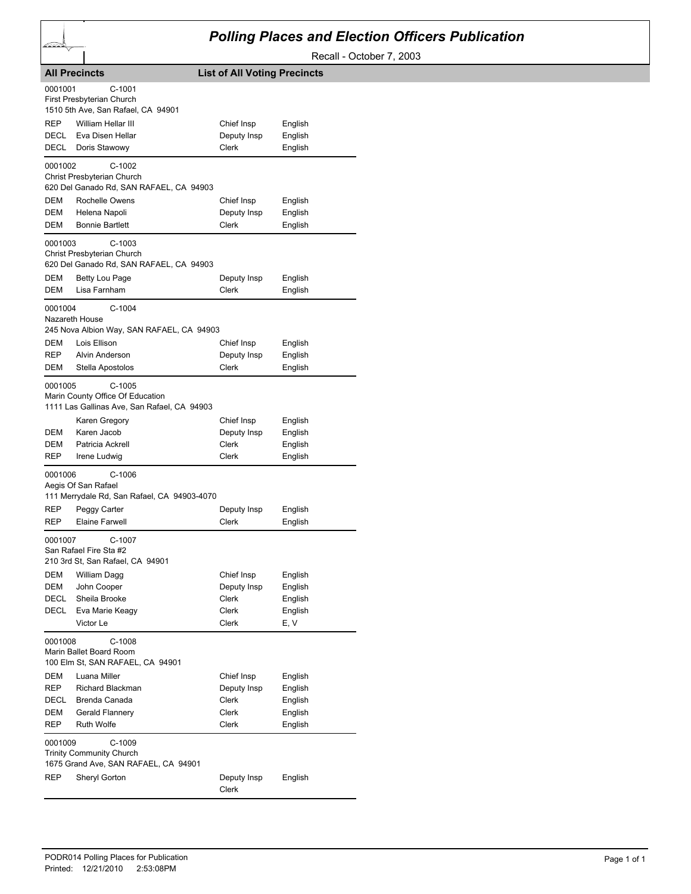# Polling Places and Election Officers Publication

Recall - October 7, 2003

**All Precincts** **List of All Voting Precincts**

0001001 C-1001
First Presbyterian Church
1510 5th Ave, San Rafael, CA 94901

| | | | |
|---|---|---|---|
| REP | William Hellar III | Chief Insp | English |
| DECL | Eva Disen Hellar | Deputy Insp | English |
| DECL | Doris Stawowy | Clerk | English |

0001002 C-1002
Christ Presbyterian Church
620 Del Ganado Rd, SAN RAFAEL, CA 94903

| | | | |
|---|---|---|---|
| DEM | Rochelle Owens | Chief Insp | English |
| DEM | Helena Napoli | Deputy Insp | English |
| DEM | Bonnie Bartlett | Clerk | English |

0001003 C-1003
Christ Presbyterian Church
620 Del Ganado Rd, SAN RAFAEL, CA 94903

| | | | |
|---|---|---|---|
| DEM | Betty Lou Page | Deputy Insp | English |
| DEM | Lisa Farnham | Clerk | English |

0001004 C-1004
Nazareth House
245 Nova Albion Way, SAN RAFAEL, CA 94903

| | | | |
|---|---|---|---|
| DEM | Lois Ellison | Chief Insp | English |
| REP | Alvin Anderson | Deputy Insp | English |
| DEM | Stella Apostolos | Clerk | English |

0001005 C-1005
Marin County Office Of Education
1111 Las Gallinas Ave, San Rafael, CA 94903

| | | | |
|---|---|---|---|
| | Karen Gregory | Chief Insp | English |
| DEM | Karen Jacob | Deputy Insp | English |
| DEM | Patricia Ackrell | Clerk | English |
| REP | Irene Ludwig | Clerk | English |

0001006 C-1006
Aegis Of San Rafael
111 Merrydale Rd, San Rafael, CA 94903-4070

| | | | |
|---|---|---|---|
| REP | Peggy Carter | Deputy Insp | English |
| REP | Elaine Farwell | Clerk | English |

0001007 C-1007
San Rafael Fire Sta #2
210 3rd St, San Rafael, CA 94901

| | | | |
|---|---|---|---|
| DEM | William Dagg | Chief Insp | English |
| DEM | John Cooper | Deputy Insp | English |
| DECL | Sheila Brooke | Clerk | English |
| DECL | Eva Marie Keagy | Clerk | English |
| | Victor Le | Clerk | E, V |

0001008 C-1008
Marin Ballet Board Room
100 Elm St, SAN RAFAEL, CA 94901

| | | | |
|---|---|---|---|
| DEM | Luana Miller | Chief Insp | English |
| REP | Richard Blackman | Deputy Insp | English |
| DECL | Brenda Canada | Clerk | English |
| DEM | Gerald Flannery | Clerk | English |
| REP | Ruth Wolfe | Clerk | English |

0001009 C-1009
Trinity Community Church
1675 Grand Ave, SAN RAFAEL, CA 94901

| | | | |
|---|---|---|---|
| REP | Sheryl Gorton | Deputy Insp | English |
| | | Clerk | |

PODR014 Polling Places for Publication
Printed: 12/21/2010 2:53:08PM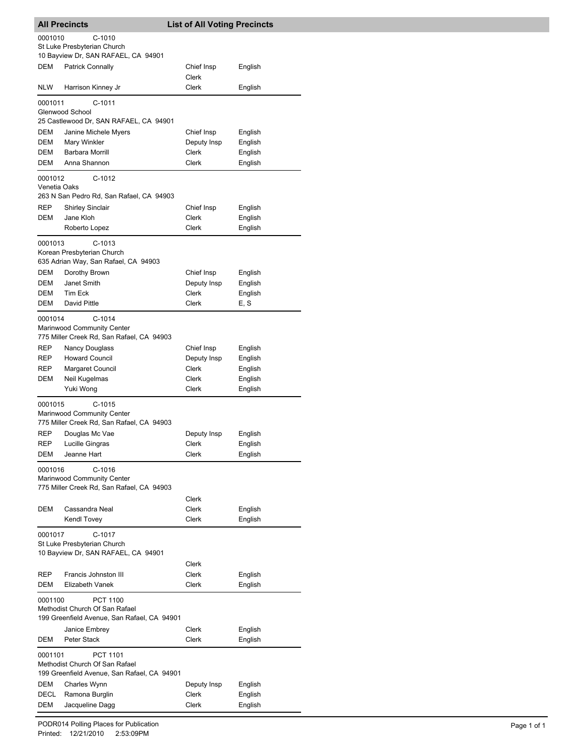## All Precincts — List of All Voting Precincts

**0001010** C-1010
St Luke Presbyterian Church
10 Bayview Dr, SAN RAFAEL, CA 94901

| Party | Name | Position | Language |
|---|---|---|---|
| DEM | Patrick Connally | Chief Insp | English |
| | | Clerk | |
| NLW | Harrison Kinney Jr | Clerk | English |

**0001011** C-1011
Glenwood School
25 Castlewood Dr, SAN RAFAEL, CA 94901

| Party | Name | Position | Language |
|---|---|---|---|
| DEM | Janine Michele Myers | Chief Insp | English |
| DEM | Mary Winkler | Deputy Insp | English |
| DEM | Barbara Morrill | Clerk | English |
| DEM | Anna Shannon | Clerk | English |

**0001012** C-1012
Venetia Oaks
263 N San Pedro Rd, San Rafael, CA 94903

| Party | Name | Position | Language |
|---|---|---|---|
| REP | Shirley Sinclair | Chief Insp | English |
| DEM | Jane Kloh | Clerk | English |
| | Roberto Lopez | Clerk | English |

**0001013** C-1013
Korean Presbyterian Church
635 Adrian Way, San Rafael, CA 94903

| Party | Name | Position | Language |
|---|---|---|---|
| DEM | Dorothy Brown | Chief Insp | English |
| DEM | Janet Smith | Deputy Insp | English |
| DEM | Tim Eck | Clerk | English |
| DEM | David Pittle | Clerk | E, S |

**0001014** C-1014
Marinwood Community Center
775 Miller Creek Rd, San Rafael, CA 94903

| Party | Name | Position | Language |
|---|---|---|---|
| REP | Nancy Douglass | Chief Insp | English |
| REP | Howard Council | Deputy Insp | English |
| REP | Margaret Council | Clerk | English |
| DEM | Neil Kugelmas | Clerk | English |
| | Yuki Wong | Clerk | English |

**0001015** C-1015
Marinwood Community Center
775 Miller Creek Rd, San Rafael, CA 94903

| Party | Name | Position | Language |
|---|---|---|---|
| REP | Douglas Mc Vae | Deputy Insp | English |
| REP | Lucille Gingras | Clerk | English |
| DEM | Jeanne Hart | Clerk | English |

**0001016** C-1016
Marinwood Community Center
775 Miller Creek Rd, San Rafael, CA 94903

| Party | Name | Position | Language |
|---|---|---|---|
| | | Clerk | |
| DEM | Cassandra Neal | Clerk | English |
| | Kendl Tovey | Clerk | English |

**0001017** C-1017
St Luke Presbyterian Church
10 Bayview Dr, SAN RAFAEL, CA 94901

| Party | Name | Position | Language |
|---|---|---|---|
| | | Clerk | |
| REP | Francis Johnston III | Clerk | English |
| DEM | Elizabeth Vanek | Clerk | English |

**0001100** PCT 1100
Methodist Church Of San Rafael
199 Greenfield Avenue, San Rafael, CA 94901

| Party | Name | Position | Language |
|---|---|---|---|
| | Janice Embrey | Clerk | English |
| DEM | Peter Stack | Clerk | English |

**0001101** PCT 1101
Methodist Church Of San Rafael
199 Greenfield Avenue, San Rafael, CA 94901

| Party | Name | Position | Language |
|---|---|---|---|
| DEM | Charles Wynn | Deputy Insp | English |
| DECL | Ramona Burglin | Clerk | English |
| DEM | Jacqueline Dagg | Clerk | English |

PODR014 Polling Places for Publication
Printed: 12/21/2010 2:53:09PM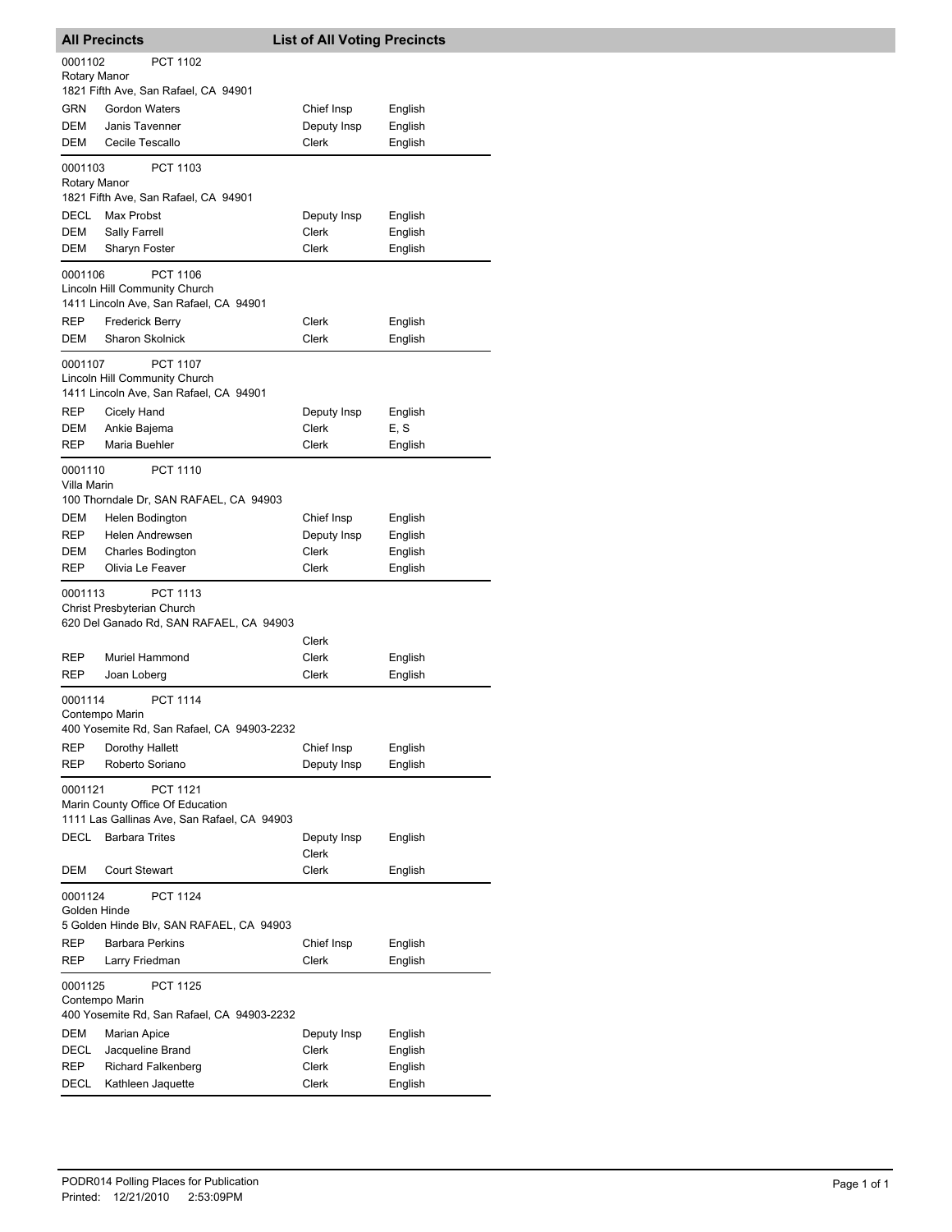## All Precincts — List of All Voting Precincts

**0001102 — PCT 1102**
Rotary Manor
1821 Fifth Ave, San Rafael, CA 94901

| Party | Name | Position | Language |
|---|---|---|---|
| GRN | Gordon Waters | Chief Insp | English |
| DEM | Janis Tavenner | Deputy Insp | English |
| DEM | Cecile Tescallo | Clerk | English |

**0001103 — PCT 1103**
Rotary Manor
1821 Fifth Ave, San Rafael, CA 94901

| Party | Name | Position | Language |
|---|---|---|---|
| DECL | Max Probst | Deputy Insp | English |
| DEM | Sally Farrell | Clerk | English |
| DEM | Sharyn Foster | Clerk | English |

**0001106 — PCT 1106**
Lincoln Hill Community Church
1411 Lincoln Ave, San Rafael, CA 94901

| Party | Name | Position | Language |
|---|---|---|---|
| REP | Frederick Berry | Clerk | English |
| DEM | Sharon Skolnick | Clerk | English |

**0001107 — PCT 1107**
Lincoln Hill Community Church
1411 Lincoln Ave, San Rafael, CA 94901

| Party | Name | Position | Language |
|---|---|---|---|
| REP | Cicely Hand | Deputy Insp | English |
| DEM | Ankie Bajema | Clerk | E, S |
| REP | Maria Buehler | Clerk | English |

**0001110 — PCT 1110**
Villa Marin
100 Thorndale Dr, SAN RAFAEL, CA 94903

| Party | Name | Position | Language |
|---|---|---|---|
| DEM | Helen Bodington | Chief Insp | English |
| REP | Helen Andrewsen | Deputy Insp | English |
| DEM | Charles Bodington | Clerk | English |
| REP | Olivia Le Feaver | Clerk | English |

**0001113 — PCT 1113**
Christ Presbyterian Church
620 Del Ganado Rd, SAN RAFAEL, CA 94903

| Party | Name | Position | Language |
|---|---|---|---|
| | | Clerk | |
| REP | Muriel Hammond | Clerk | English |
| REP | Joan Loberg | Clerk | English |

**0001114 — PCT 1114**
Contempo Marin
400 Yosemite Rd, San Rafael, CA 94903-2232

| Party | Name | Position | Language |
|---|---|---|---|
| REP | Dorothy Hallett | Chief Insp | English |
| REP | Roberto Soriano | Deputy Insp | English |

**0001121 — PCT 1121**
Marin County Office Of Education
1111 Las Gallinas Ave, San Rafael, CA 94903

| Party | Name | Position | Language |
|---|---|---|---|
| DECL | Barbara Trites | Deputy Insp | English |
| | | Clerk | |
| DEM | Court Stewart | Clerk | English |

**0001124 — PCT 1124**
Golden Hinde
5 Golden Hinde Blv, SAN RAFAEL, CA 94903

| Party | Name | Position | Language |
|---|---|---|---|
| REP | Barbara Perkins | Chief Insp | English |
| REP | Larry Friedman | Clerk | English |

**0001125 — PCT 1125**
Contempo Marin
400 Yosemite Rd, San Rafael, CA 94903-2232

| Party | Name | Position | Language |
|---|---|---|---|
| DEM | Marian Apice | Deputy Insp | English |
| DECL | Jacqueline Brand | Clerk | English |
| REP | Richard Falkenberg | Clerk | English |
| DECL | Kathleen Jaquette | Clerk | English |

PODR014 Polling Places for Publication
Printed: 12/21/2010 2:53:09PM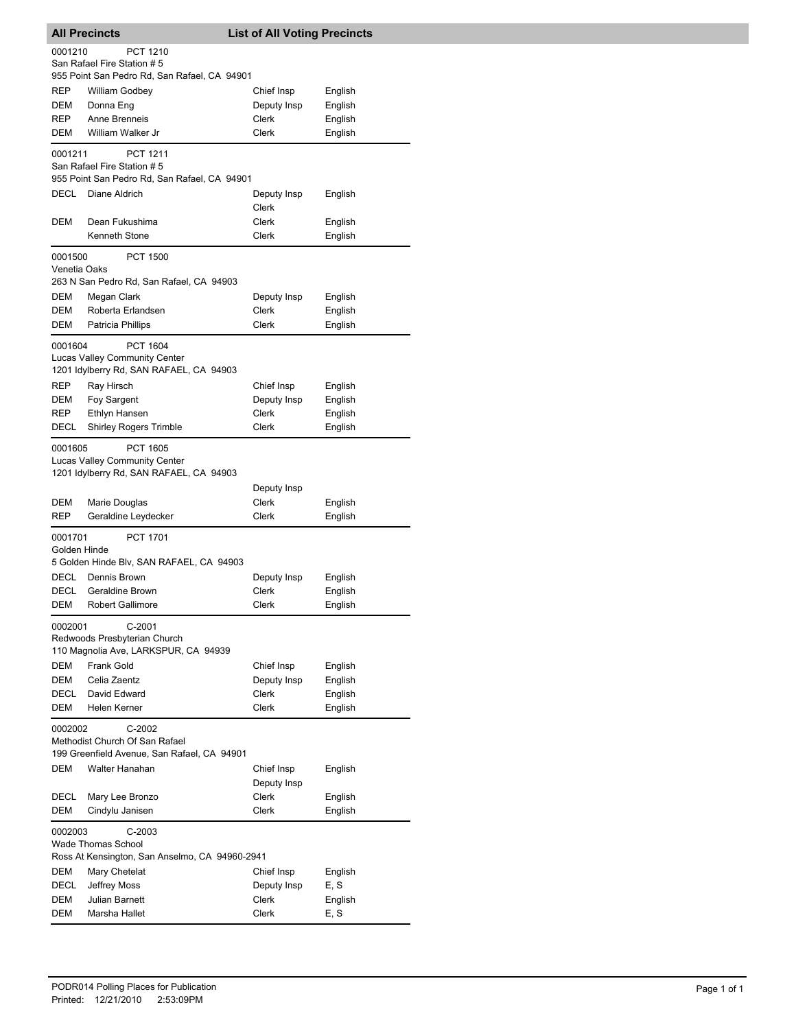## All Precincts — List of All Voting Precincts

**0001210** PCT 1210
San Rafael Fire Station # 5
955 Point San Pedro Rd, San Rafael, CA 94901

| | | | |
|---|---|---|---|
| REP | William Godbey | Chief Insp | English |
| DEM | Donna Eng | Deputy Insp | English |
| REP | Anne Brenneis | Clerk | English |
| DEM | William Walker Jr | Clerk | English |

**0001211** PCT 1211
San Rafael Fire Station # 5
955 Point San Pedro Rd, San Rafael, CA 94901

| | | | |
|---|---|---|---|
| DECL | Diane Aldrich | Deputy Insp | English |
| | | Clerk | |
| DEM | Dean Fukushima | Clerk | English |
| | Kenneth Stone | Clerk | English |

**0001500** PCT 1500
Venetia Oaks
263 N San Pedro Rd, San Rafael, CA 94903

| | | | |
|---|---|---|---|
| DEM | Megan Clark | Deputy Insp | English |
| DEM | Roberta Erlandsen | Clerk | English |
| DEM | Patricia Phillips | Clerk | English |

**0001604** PCT 1604
Lucas Valley Community Center
1201 Idylberry Rd, SAN RAFAEL, CA 94903

| | | | |
|---|---|---|---|
| REP | Ray Hirsch | Chief Insp | English |
| DEM | Foy Sargent | Deputy Insp | English |
| REP | Ethlyn Hansen | Clerk | English |
| DECL | Shirley Rogers Trimble | Clerk | English |

**0001605** PCT 1605
Lucas Valley Community Center
1201 Idylberry Rd, SAN RAFAEL, CA 94903

| | | | |
|---|---|---|---|
| | | Deputy Insp | |
| DEM | Marie Douglas | Clerk | English |
| REP | Geraldine Leydecker | Clerk | English |

**0001701** PCT 1701
Golden Hinde
5 Golden Hinde Blv, SAN RAFAEL, CA 94903

| | | | |
|---|---|---|---|
| DECL | Dennis Brown | Deputy Insp | English |
| DECL | Geraldine Brown | Clerk | English |
| DEM | Robert Gallimore | Clerk | English |

**0002001** C-2001
Redwoods Presbyterian Church
110 Magnolia Ave, LARKSPUR, CA 94939

| | | | |
|---|---|---|---|
| DEM | Frank Gold | Chief Insp | English |
| DEM | Celia Zaentz | Deputy Insp | English |
| DECL | David Edward | Clerk | English |
| DEM | Helen Kerner | Clerk | English |

**0002002** C-2002
Methodist Church Of San Rafael
199 Greenfield Avenue, San Rafael, CA 94901

| | | | |
|---|---|---|---|
| DEM | Walter Hanahan | Chief Insp | English |
| | | Deputy Insp | |
| DECL | Mary Lee Bronzo | Clerk | English |
| DEM | Cindylu Janisen | Clerk | English |

**0002003** C-2003
Wade Thomas School
Ross At Kensington, San Anselmo, CA 94960-2941

| | | | |
|---|---|---|---|
| DEM | Mary Chetelat | Chief Insp | English |
| DECL | Jeffrey Moss | Deputy Insp | E, S |
| DEM | Julian Barnett | Clerk | English |
| DEM | Marsha Hallet | Clerk | E, S |

PODR014 Polling Places for Publication
Printed: 12/21/2010 2:53:09PM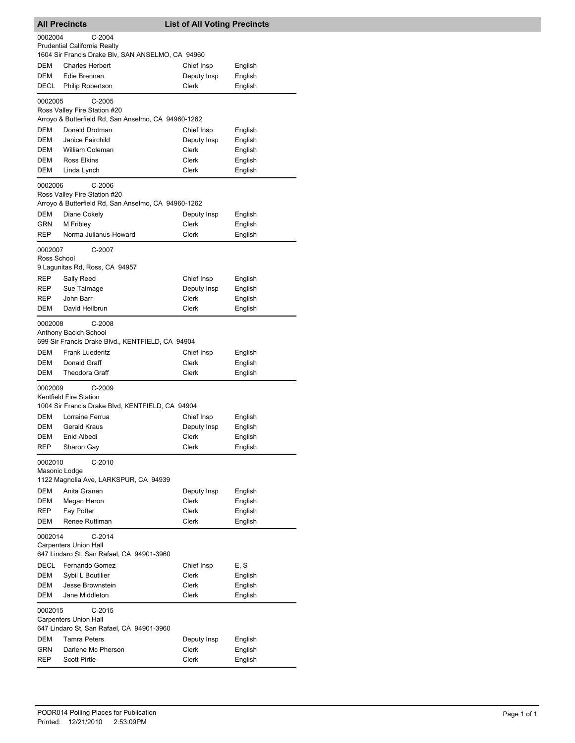## All Precincts — List of All Voting Precincts

**0002004 C-2004**
Prudential California Realty
1604 Sir Francis Drake Blv, SAN ANSELMO, CA 94960

| | | | |
|---|---|---|---|
| DEM | Charles Herbert | Chief Insp | English |
| DEM | Edie Brennan | Deputy Insp | English |
| DECL | Philip Robertson | Clerk | English |

**0002005 C-2005**
Ross Valley Fire Station #20
Arroyo & Butterfield Rd, San Anselmo, CA 94960-1262

| | | | |
|---|---|---|---|
| DEM | Donald Drotman | Chief Insp | English |
| DEM | Janice Fairchild | Deputy Insp | English |
| DEM | William Coleman | Clerk | English |
| DEM | Ross Elkins | Clerk | English |
| DEM | Linda Lynch | Clerk | English |

**0002006 C-2006**
Ross Valley Fire Station #20
Arroyo & Butterfield Rd, San Anselmo, CA 94960-1262

| | | | |
|---|---|---|---|
| DEM | Diane Cokely | Deputy Insp | English |
| GRN | M Fribley | Clerk | English |
| REP | Norma Julianus-Howard | Clerk | English |

**0002007 C-2007**
Ross School
9 Lagunitas Rd, Ross, CA 94957

| | | | |
|---|---|---|---|
| REP | Sally Reed | Chief Insp | English |
| REP | Sue Talmage | Deputy Insp | English |
| REP | John Barr | Clerk | English |
| DEM | David Heilbrun | Clerk | English |

**0002008 C-2008**
Anthony Bacich School
699 Sir Francis Drake Blvd., KENTFIELD, CA 94904

| | | | |
|---|---|---|---|
| DEM | Frank Luederitz | Chief Insp | English |
| DEM | Donald Graff | Clerk | English |
| DEM | Theodora Graff | Clerk | English |

**0002009 C-2009**
Kentfield Fire Station
1004 Sir Francis Drake Blvd, KENTFIELD, CA 94904

| | | | |
|---|---|---|---|
| DEM | Lorraine Ferrua | Chief Insp | English |
| DEM | Gerald Kraus | Deputy Insp | English |
| DEM | Enid Albedi | Clerk | English |
| REP | Sharon Gay | Clerk | English |

**0002010 C-2010**
Masonic Lodge
1122 Magnolia Ave, LARKSPUR, CA 94939

| | | | |
|---|---|---|---|
| DEM | Anita Granen | Deputy Insp | English |
| DEM | Megan Heron | Clerk | English |
| REP | Fay Potter | Clerk | English |
| DEM | Renee Ruttiman | Clerk | English |

**0002014 C-2014**
Carpenters Union Hall
647 Lindaro St, San Rafael, CA 94901-3960

| | | | |
|---|---|---|---|
| DECL | Fernando Gomez | Chief Insp | E, S |
| DEM | Sybil L Boutilier | Clerk | English |
| DEM | Jesse Brownstein | Clerk | English |
| DEM | Jane Middleton | Clerk | English |

**0002015 C-2015**
Carpenters Union Hall
647 Lindaro St, San Rafael, CA 94901-3960

| | | | |
|---|---|---|---|
| DEM | Tamra Peters | Deputy Insp | English |
| GRN | Darlene Mc Pherson | Clerk | English |
| REP | Scott Pirtle | Clerk | English |

PODR014 Polling Places for Publication
Printed: 12/21/2010 2:53:09PM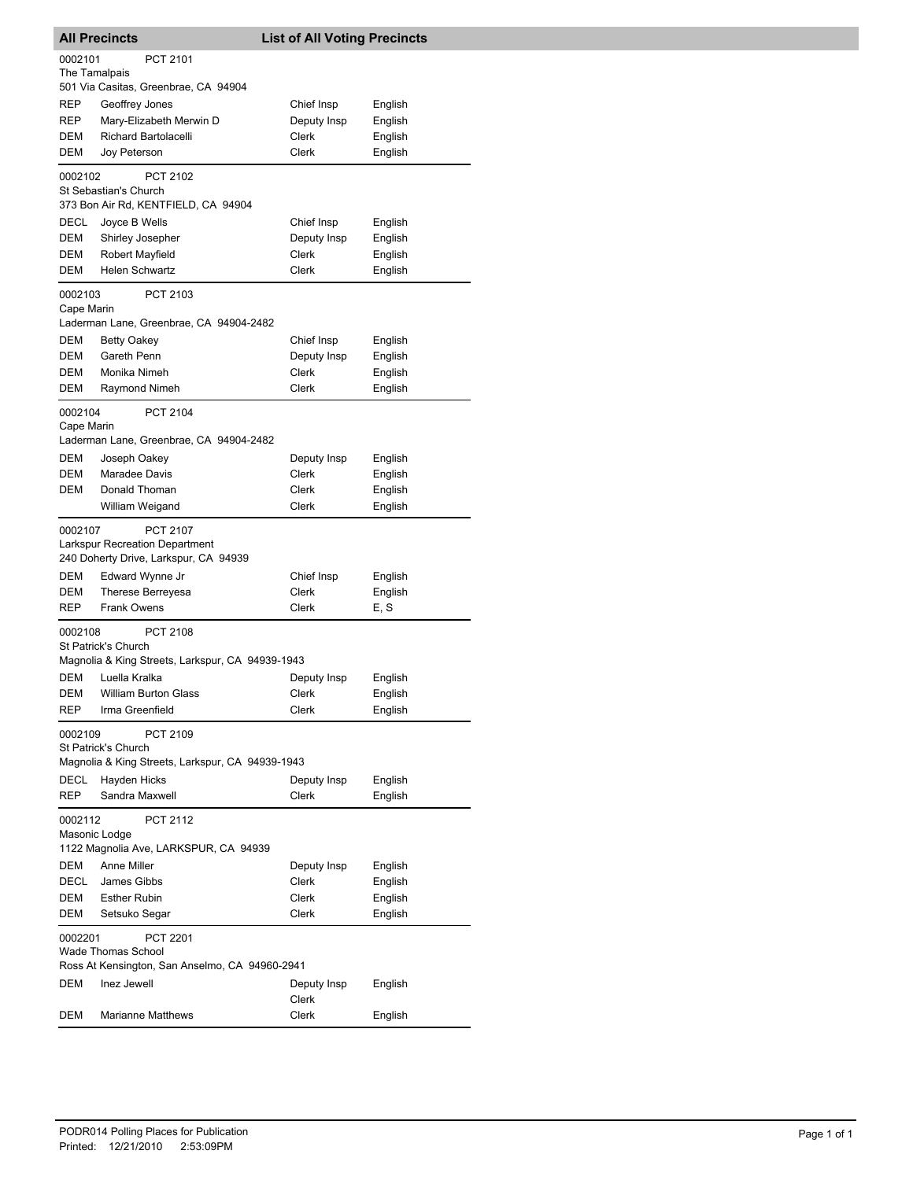## All Precincts — List of All Voting Precincts

**0002101 — PCT 2101**
The Tamalpais
501 Via Casitas, Greenbrae, CA 94904

| Party | Name | Position | Language |
|---|---|---|---|
| REP | Geoffrey Jones | Chief Insp | English |
| REP | Mary-Elizabeth Merwin D | Deputy Insp | English |
| DEM | Richard Bartolacelli | Clerk | English |
| DEM | Joy Peterson | Clerk | English |

**0002102 — PCT 2102**
St Sebastian's Church
373 Bon Air Rd, KENTFIELD, CA 94904

| Party | Name | Position | Language |
|---|---|---|---|
| DECL | Joyce B Wells | Chief Insp | English |
| DEM | Shirley Josepher | Deputy Insp | English |
| DEM | Robert Mayfield | Clerk | English |
| DEM | Helen Schwartz | Clerk | English |

**0002103 — PCT 2103**
Cape Marin
Laderman Lane, Greenbrae, CA 94904-2482

| Party | Name | Position | Language |
|---|---|---|---|
| DEM | Betty Oakey | Chief Insp | English |
| DEM | Gareth Penn | Deputy Insp | English |
| DEM | Monika Nimeh | Clerk | English |
| DEM | Raymond Nimeh | Clerk | English |

**0002104 — PCT 2104**
Cape Marin
Laderman Lane, Greenbrae, CA 94904-2482

| Party | Name | Position | Language |
|---|---|---|---|
| DEM | Joseph Oakey | Deputy Insp | English |
| DEM | Maradee Davis | Clerk | English |
| DEM | Donald Thoman | Clerk | English |
| | William Weigand | Clerk | English |

**0002107 — PCT 2107**
Larkspur Recreation Department
240 Doherty Drive, Larkspur, CA 94939

| Party | Name | Position | Language |
|---|---|---|---|
| DEM | Edward Wynne Jr | Chief Insp | English |
| DEM | Therese Berreyesa | Clerk | English |
| REP | Frank Owens | Clerk | E, S |

**0002108 — PCT 2108**
St Patrick's Church
Magnolia & King Streets, Larkspur, CA 94939-1943

| Party | Name | Position | Language |
|---|---|---|---|
| DEM | Luella Kralka | Deputy Insp | English |
| DEM | William Burton Glass | Clerk | English |
| REP | Irma Greenfield | Clerk | English |

**0002109 — PCT 2109**
St Patrick's Church
Magnolia & King Streets, Larkspur, CA 94939-1943

| Party | Name | Position | Language |
|---|---|---|---|
| DECL | Hayden Hicks | Deputy Insp | English |
| REP | Sandra Maxwell | Clerk | English |

**0002112 — PCT 2112**
Masonic Lodge
1122 Magnolia Ave, LARKSPUR, CA 94939

| Party | Name | Position | Language |
|---|---|---|---|
| DEM | Anne Miller | Deputy Insp | English |
| DECL | James Gibbs | Clerk | English |
| DEM | Esther Rubin | Clerk | English |
| DEM | Setsuko Segar | Clerk | English |

**0002201 — PCT 2201**
Wade Thomas School
Ross At Kensington, San Anselmo, CA 94960-2941

| Party | Name | Position | Language |
|---|---|---|---|
| DEM | Inez Jewell | Deputy Insp<br>Clerk | English |
| DEM | Marianne Matthews | Clerk | English |

PODR014 Polling Places for Publication
Printed: 12/21/2010 2:53:09PM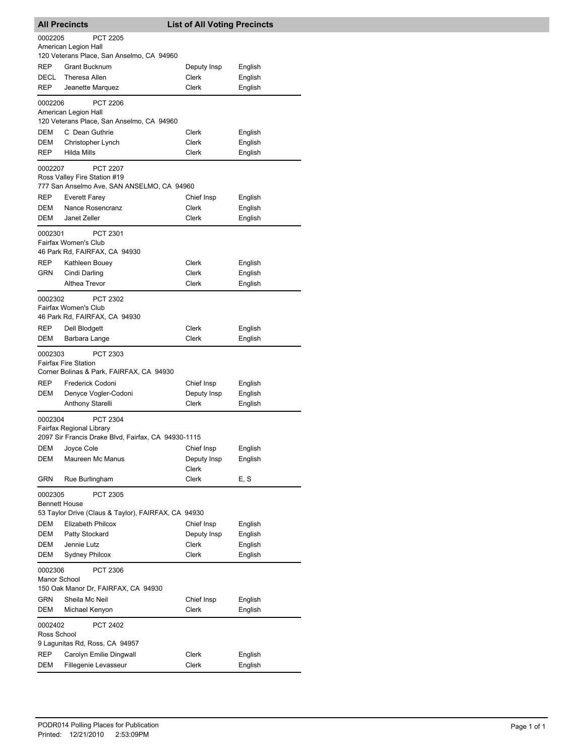## All Precincts — List of All Voting Precincts

**0002205 PCT 2205**
American Legion Hall
120 Veterans Place, San Anselmo, CA 94960

| Party | Name | Position | Language |
|---|---|---|---|
| REP | Grant Bucknum | Deputy Insp | English |
| DECL | Theresa Allen | Clerk | English |
| REP | Jeanette Marquez | Clerk | English |

**0002206 PCT 2206**
American Legion Hall
120 Veterans Place, San Anselmo, CA 94960

| Party | Name | Position | Language |
|---|---|---|---|
| DEM | C Dean Guthrie | Clerk | English |
| DEM | Christopher Lynch | Clerk | English |
| REP | Hilda Mills | Clerk | English |

**0002207 PCT 2207**
Ross Valley Fire Station #19
777 San Anselmo Ave, SAN ANSELMO, CA 94960

| Party | Name | Position | Language |
|---|---|---|---|
| REP | Everett Farey | Chief Insp | English |
| DEM | Nance Rosencranz | Clerk | English |
| DEM | Janet Zeller | Clerk | English |

**0002301 PCT 2301**
Fairfax Women's Club
46 Park Rd, FAIRFAX, CA 94930

| Party | Name | Position | Language |
|---|---|---|---|
| REP | Kathleen Bouey | Clerk | English |
| GRN | Cindi Darling | Clerk | English |
| | Althea Trevor | Clerk | English |

**0002302 PCT 2302**
Fairfax Women's Club
46 Park Rd, FAIRFAX, CA 94930

| Party | Name | Position | Language |
|---|---|---|---|
| REP | Dell Blodgett | Clerk | English |
| DEM | Barbara Lange | Clerk | English |

**0002303 PCT 2303**
Fairfax Fire Station
Corner Bolinas & Park, FAIRFAX, CA 94930

| Party | Name | Position | Language |
|---|---|---|---|
| REP | Frederick Codoni | Chief Insp | English |
| DEM | Denyce Vogler-Codoni | Deputy Insp | English |
| | Anthony Starelli | Clerk | English |

**0002304 PCT 2304**
Fairfax Regional Library
2097 Sir Francis Drake Blvd, Fairfax, CA 94930-1115

| Party | Name | Position | Language |
|---|---|---|---|
| DEM | Joyce Cole | Chief Insp | English |
| DEM | Maureen Mc Manus | Deputy Insp<br>Clerk | English |
| GRN | Rue Burlingham | Clerk | E, S |

**0002305 PCT 2305**
Bennett House
53 Taylor Drive (Claus & Taylor), FAIRFAX, CA 94930

| Party | Name | Position | Language |
|---|---|---|---|
| DEM | Elizabeth Philcox | Chief Insp | English |
| DEM | Patty Stockard | Deputy Insp | English |
| DEM | Jennie Lutz | Clerk | English |
| DEM | Sydney Philcox | Clerk | English |

**0002306 PCT 2306**
Manor School
150 Oak Manor Dr, FAIRFAX, CA 94930

| Party | Name | Position | Language |
|---|---|---|---|
| GRN | Sheila Mc Neil | Chief Insp | English |
| DEM | Michael Kenyon | Clerk | English |

**0002402 PCT 2402**
Ross School
9 Lagunitas Rd, Ross, CA 94957

| Party | Name | Position | Language |
|---|---|---|---|
| REP | Carolyn Emilie Dingwall | Clerk | English |
| DEM | Fillegenie Levasseur | Clerk | English |

PODR014 Polling Places for Publication
Printed: 12/21/2010 2:53:09PM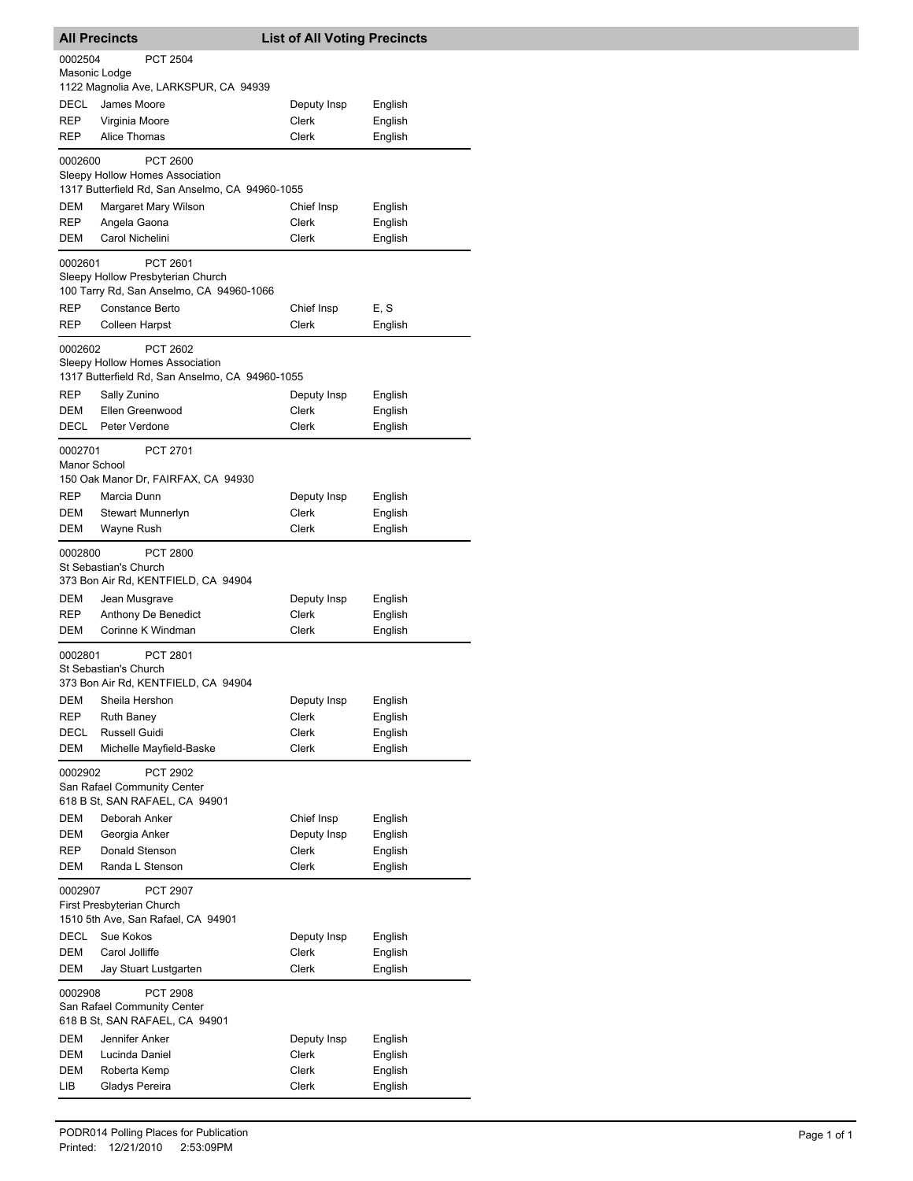## All Precincts — List of All Voting Precincts

**0002504** PCT 2504
Masonic Lodge
1122 Magnolia Ave, LARKSPUR, CA 94939

| Party | Name | Position | Language |
|---|---|---|---|
| DECL | James Moore | Deputy Insp | English |
| REP | Virginia Moore | Clerk | English |
| REP | Alice Thomas | Clerk | English |

**0002600** PCT 2600
Sleepy Hollow Homes Association
1317 Butterfield Rd, San Anselmo, CA 94960-1055

| Party | Name | Position | Language |
|---|---|---|---|
| DEM | Margaret Mary Wilson | Chief Insp | English |
| REP | Angela Gaona | Clerk | English |
| DEM | Carol Nichelini | Clerk | English |

**0002601** PCT 2601
Sleepy Hollow Presbyterian Church
100 Tarry Rd, San Anselmo, CA 94960-1066

| Party | Name | Position | Language |
|---|---|---|---|
| REP | Constance Berto | Chief Insp | E, S |
| REP | Colleen Harpst | Clerk | English |

**0002602** PCT 2602
Sleepy Hollow Homes Association
1317 Butterfield Rd, San Anselmo, CA 94960-1055

| Party | Name | Position | Language |
|---|---|---|---|
| REP | Sally Zunino | Deputy Insp | English |
| DEM | Ellen Greenwood | Clerk | English |
| DECL | Peter Verdone | Clerk | English |

**0002701** PCT 2701
Manor School
150 Oak Manor Dr, FAIRFAX, CA 94930

| Party | Name | Position | Language |
|---|---|---|---|
| REP | Marcia Dunn | Deputy Insp | English |
| DEM | Stewart Munnerlyn | Clerk | English |
| DEM | Wayne Rush | Clerk | English |

**0002800** PCT 2800
St Sebastian's Church
373 Bon Air Rd, KENTFIELD, CA 94904

| Party | Name | Position | Language |
|---|---|---|---|
| DEM | Jean Musgrave | Deputy Insp | English |
| REP | Anthony De Benedict | Clerk | English |
| DEM | Corinne K Windman | Clerk | English |

**0002801** PCT 2801
St Sebastian's Church
373 Bon Air Rd, KENTFIELD, CA 94904

| Party | Name | Position | Language |
|---|---|---|---|
| DEM | Sheila Hershon | Deputy Insp | English |
| REP | Ruth Baney | Clerk | English |
| DECL | Russell Guidi | Clerk | English |
| DEM | Michelle Mayfield-Baske | Clerk | English |

**0002902** PCT 2902
San Rafael Community Center
618 B St, SAN RAFAEL, CA 94901

| Party | Name | Position | Language |
|---|---|---|---|
| DEM | Deborah Anker | Chief Insp | English |
| DEM | Georgia Anker | Deputy Insp | English |
| REP | Donald Stenson | Clerk | English |
| DEM | Randa L Stenson | Clerk | English |

**0002907** PCT 2907
First Presbyterian Church
1510 5th Ave, San Rafael, CA 94901

| Party | Name | Position | Language |
|---|---|---|---|
| DECL | Sue Kokos | Deputy Insp | English |
| DEM | Carol Jolliffe | Clerk | English |
| DEM | Jay Stuart Lustgarten | Clerk | English |

**0002908** PCT 2908
San Rafael Community Center
618 B St, SAN RAFAEL, CA 94901

| Party | Name | Position | Language |
|---|---|---|---|
| DEM | Jennifer Anker | Deputy Insp | English |
| DEM | Lucinda Daniel | Clerk | English |
| DEM | Roberta Kemp | Clerk | English |
| LIB | Gladys Pereira | Clerk | English |

PODR014 Polling Places for Publication
Printed: 12/21/2010 2:53:09PM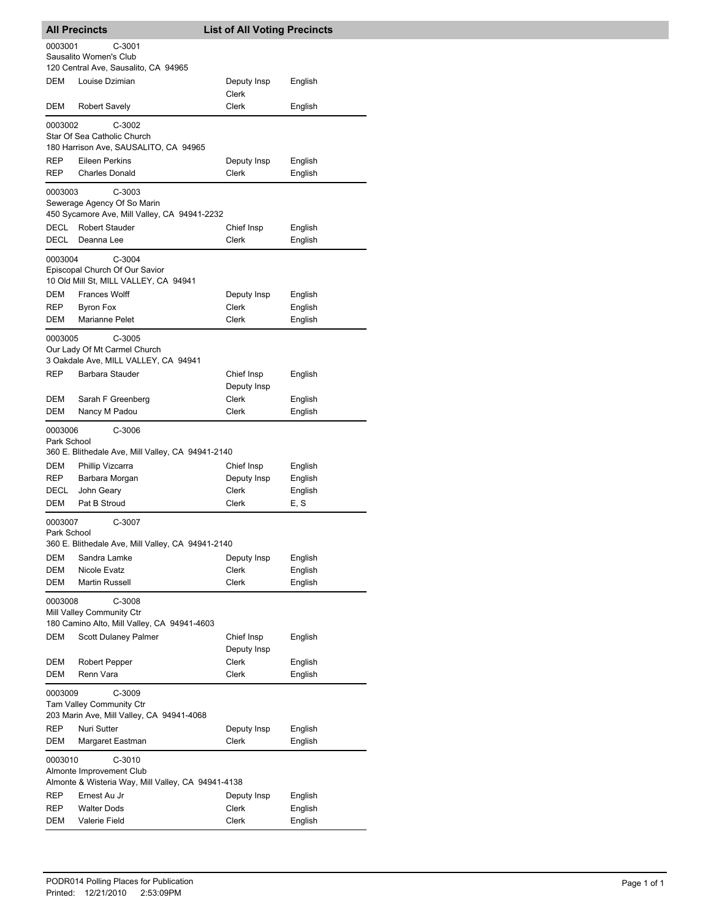## All Precincts — List of All Voting Precincts

**0003001** C-3001
Sausalito Women's Club
120 Central Ave, Sausalito, CA 94965

| Party | Name | Position | Language |
|---|---|---|---|
| DEM | Louise Dzimian | Deputy Insp<br>Clerk | English |
| DEM | Robert Savely | Clerk | English |

**0003002** C-3002
Star Of Sea Catholic Church
180 Harrison Ave, SAUSALITO, CA 94965

| Party | Name | Position | Language |
|---|---|---|---|
| REP | Eileen Perkins | Deputy Insp | English |
| REP | Charles Donald | Clerk | English |

**0003003** C-3003
Sewerage Agency Of So Marin
450 Sycamore Ave, Mill Valley, CA 94941-2232

| Party | Name | Position | Language |
|---|---|---|---|
| DECL | Robert Stauder | Chief Insp | English |
| DECL | Deanna Lee | Clerk | English |

**0003004** C-3004
Episcopal Church Of Our Savior
10 Old Mill St, MILL VALLEY, CA 94941

| Party | Name | Position | Language |
|---|---|---|---|
| DEM | Frances Wolff | Deputy Insp | English |
| REP | Byron Fox | Clerk | English |
| DEM | Marianne Pelet | Clerk | English |

**0003005** C-3005
Our Lady Of Mt Carmel Church
3 Oakdale Ave, MILL VALLEY, CA 94941

| Party | Name | Position | Language |
|---|---|---|---|
| REP | Barbara Stauder | Chief Insp<br>Deputy Insp | English |
| DEM | Sarah F Greenberg | Clerk | English |
| DEM | Nancy M Padou | Clerk | English |

**0003006** C-3006
Park School
360 E. Blithedale Ave, Mill Valley, CA 94941-2140

| Party | Name | Position | Language |
|---|---|---|---|
| DEM | Phillip Vizcarra | Chief Insp | English |
| REP | Barbara Morgan | Deputy Insp | English |
| DECL | John Geary | Clerk | English |
| DEM | Pat B Stroud | Clerk | E, S |

**0003007** C-3007
Park School
360 E. Blithedale Ave, Mill Valley, CA 94941-2140

| Party | Name | Position | Language |
|---|---|---|---|
| DEM | Sandra Lamke | Deputy Insp | English |
| DEM | Nicole Evatz | Clerk | English |
| DEM | Martin Russell | Clerk | English |

**0003008** C-3008
Mill Valley Community Ctr
180 Camino Alto, Mill Valley, CA 94941-4603

| Party | Name | Position | Language |
|---|---|---|---|
| DEM | Scott Dulaney Palmer | Chief Insp<br>Deputy Insp | English |
| DEM | Robert Pepper | Clerk | English |
| DEM | Renn Vara | Clerk | English |

**0003009** C-3009
Tam Valley Community Ctr
203 Marin Ave, Mill Valley, CA 94941-4068

| Party | Name | Position | Language |
|---|---|---|---|
| REP | Nuri Sutter | Deputy Insp | English |
| DEM | Margaret Eastman | Clerk | English |

**0003010** C-3010
Almonte Improvement Club
Almonte & Wisteria Way, Mill Valley, CA 94941-4138

| Party | Name | Position | Language |
|---|---|---|---|
| REP | Ernest Au Jr | Deputy Insp | English |
| REP | Walter Dods | Clerk | English |
| DEM | Valerie Field | Clerk | English |

PODR014 Polling Places for Publication
Printed: 12/21/2010 2:53:09PM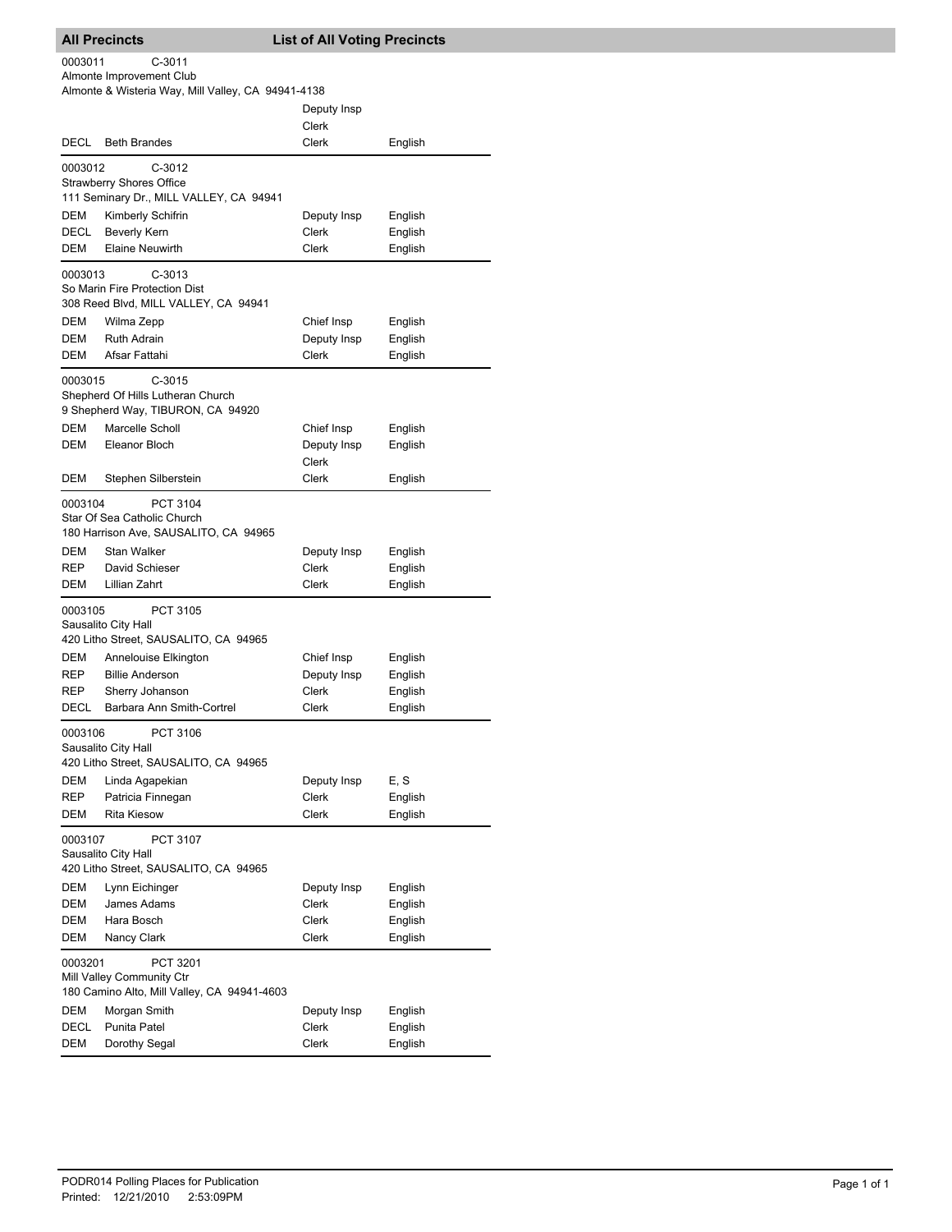## All Precincts — List of All Voting Precincts

**0003011** C-3011
Almonte Improvement Club
Almonte & Wisteria Way, Mill Valley, CA 94941-4138

| Party | Name | Position | Language |
|---|---|---|---|
| | | Deputy Insp | |
| | | Clerk | |
| DECL | Beth Brandes | Clerk | English |

**0003012** C-3012
Strawberry Shores Office
111 Seminary Dr., MILL VALLEY, CA 94941

| Party | Name | Position | Language |
|---|---|---|---|
| DEM | Kimberly Schifrin | Deputy Insp | English |
| DECL | Beverly Kern | Clerk | English |
| DEM | Elaine Neuwirth | Clerk | English |

**0003013** C-3013
So Marin Fire Protection Dist
308 Reed Blvd, MILL VALLEY, CA 94941

| Party | Name | Position | Language |
|---|---|---|---|
| DEM | Wilma Zepp | Chief Insp | English |
| DEM | Ruth Adrain | Deputy Insp | English |
| DEM | Afsar Fattahi | Clerk | English |

**0003015** C-3015
Shepherd Of Hills Lutheran Church
9 Shepherd Way, TIBURON, CA 94920

| Party | Name | Position | Language |
|---|---|---|---|
| DEM | Marcelle Scholl | Chief Insp | English |
| DEM | Eleanor Bloch | Deputy Insp | English |
| | | Clerk | |
| DEM | Stephen Silberstein | Clerk | English |

**0003104** PCT 3104
Star Of Sea Catholic Church
180 Harrison Ave, SAUSALITO, CA 94965

| Party | Name | Position | Language |
|---|---|---|---|
| DEM | Stan Walker | Deputy Insp | English |
| REP | David Schieser | Clerk | English |
| DEM | Lillian Zahrt | Clerk | English |

**0003105** PCT 3105
Sausalito City Hall
420 Litho Street, SAUSALITO, CA 94965

| Party | Name | Position | Language |
|---|---|---|---|
| DEM | Annelouise Elkington | Chief Insp | English |
| REP | Billie Anderson | Deputy Insp | English |
| REP | Sherry Johanson | Clerk | English |
| DECL | Barbara Ann Smith-Cortrel | Clerk | English |

**0003106** PCT 3106
Sausalito City Hall
420 Litho Street, SAUSALITO, CA 94965

| Party | Name | Position | Language |
|---|---|---|---|
| DEM | Linda Agapekian | Deputy Insp | E, S |
| REP | Patricia Finnegan | Clerk | English |
| DEM | Rita Kiesow | Clerk | English |

**0003107** PCT 3107
Sausalito City Hall
420 Litho Street, SAUSALITO, CA 94965

| Party | Name | Position | Language |
|---|---|---|---|
| DEM | Lynn Eichinger | Deputy Insp | English |
| DEM | James Adams | Clerk | English |
| DEM | Hara Bosch | Clerk | English |
| DEM | Nancy Clark | Clerk | English |

**0003201** PCT 3201
Mill Valley Community Ctr
180 Camino Alto, Mill Valley, CA 94941-4603

| Party | Name | Position | Language |
|---|---|---|---|
| DEM | Morgan Smith | Deputy Insp | English |
| DECL | Punita Patel | Clerk | English |
| DEM | Dorothy Segal | Clerk | English |

PODR014 Polling Places for Publication
Printed: 12/21/2010 2:53:09PM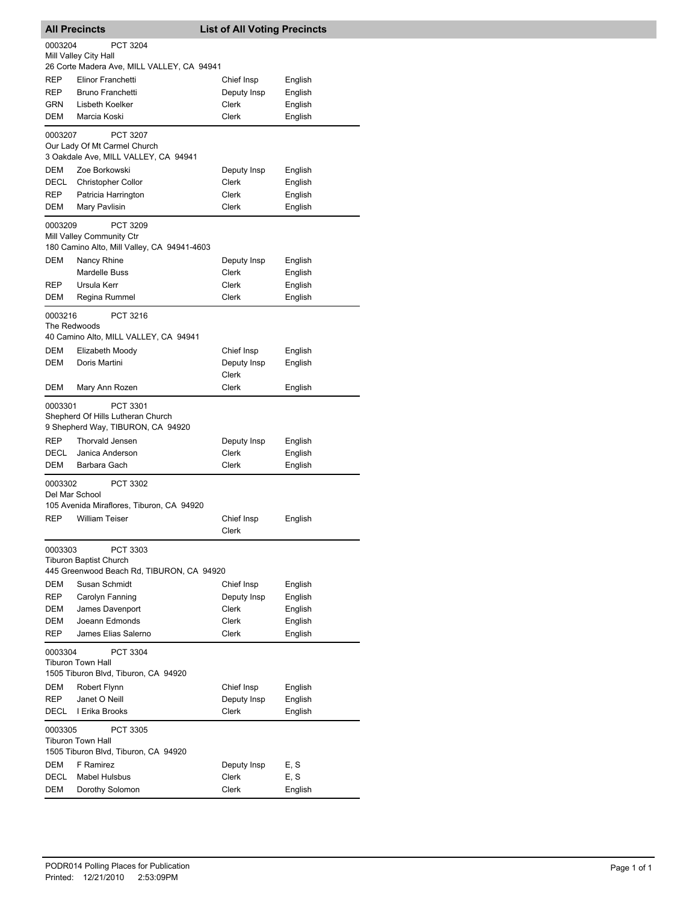## All Precincts — List of All Voting Precincts

**0003204 — PCT 3204**
Mill Valley City Hall
26 Corte Madera Ave, MILL VALLEY, CA 94941

| Party | Name | Position | Language |
|---|---|---|---|
| REP | Elinor Franchetti | Chief Insp | English |
| REP | Bruno Franchetti | Deputy Insp | English |
| GRN | Lisbeth Koelker | Clerk | English |
| DEM | Marcia Koski | Clerk | English |

**0003207 — PCT 3207**
Our Lady Of Mt Carmel Church
3 Oakdale Ave, MILL VALLEY, CA 94941

| Party | Name | Position | Language |
|---|---|---|---|
| DEM | Zoe Borkowski | Deputy Insp | English |
| DECL | Christopher Collor | Clerk | English |
| REP | Patricia Harrington | Clerk | English |
| DEM | Mary Pavlisin | Clerk | English |

**0003209 — PCT 3209**
Mill Valley Community Ctr
180 Camino Alto, Mill Valley, CA 94941-4603

| Party | Name | Position | Language |
|---|---|---|---|
| DEM | Nancy Rhine | Deputy Insp | English |
| | Mardelle Buss | Clerk | English |
| REP | Ursula Kerr | Clerk | English |
| DEM | Regina Rummel | Clerk | English |

**0003216 — PCT 3216**
The Redwoods
40 Camino Alto, MILL VALLEY, CA 94941

| Party | Name | Position | Language |
|---|---|---|---|
| DEM | Elizabeth Moody | Chief Insp | English |
| DEM | Doris Martini | Deputy Insp | English |
| | | Clerk | |
| DEM | Mary Ann Rozen | Clerk | English |

**0003301 — PCT 3301**
Shepherd Of Hills Lutheran Church
9 Shepherd Way, TIBURON, CA 94920

| Party | Name | Position | Language |
|---|---|---|---|
| REP | Thorvald Jensen | Deputy Insp | English |
| DECL | Janica Anderson | Clerk | English |
| DEM | Barbara Gach | Clerk | English |

**0003302 — PCT 3302**
Del Mar School
105 Avenida Miraflores, Tiburon, CA 94920

| Party | Name | Position | Language |
|---|---|---|---|
| REP | William Teiser | Chief Insp | English |
| | | Clerk | |

**0003303 — PCT 3303**
Tiburon Baptist Church
445 Greenwood Beach Rd, TIBURON, CA 94920

| Party | Name | Position | Language |
|---|---|---|---|
| DEM | Susan Schmidt | Chief Insp | English |
| REP | Carolyn Fanning | Deputy Insp | English |
| DEM | James Davenport | Clerk | English |
| DEM | Joeann Edmonds | Clerk | English |
| REP | James Elias Salerno | Clerk | English |

**0003304 — PCT 3304**
Tiburon Town Hall
1505 Tiburon Blvd, Tiburon, CA 94920

| Party | Name | Position | Language |
|---|---|---|---|
| DEM | Robert Flynn | Chief Insp | English |
| REP | Janet O Neill | Deputy Insp | English |
| DECL | I Erika Brooks | Clerk | English |

**0003305 — PCT 3305**
Tiburon Town Hall
1505 Tiburon Blvd, Tiburon, CA 94920

| Party | Name | Position | Language |
|---|---|---|---|
| DEM | F Ramirez | Deputy Insp | E, S |
| DECL | Mabel Hulsbus | Clerk | E, S |
| DEM | Dorothy Solomon | Clerk | English |

PODR014 Polling Places for Publication
Printed: 12/21/2010 2:53:09PM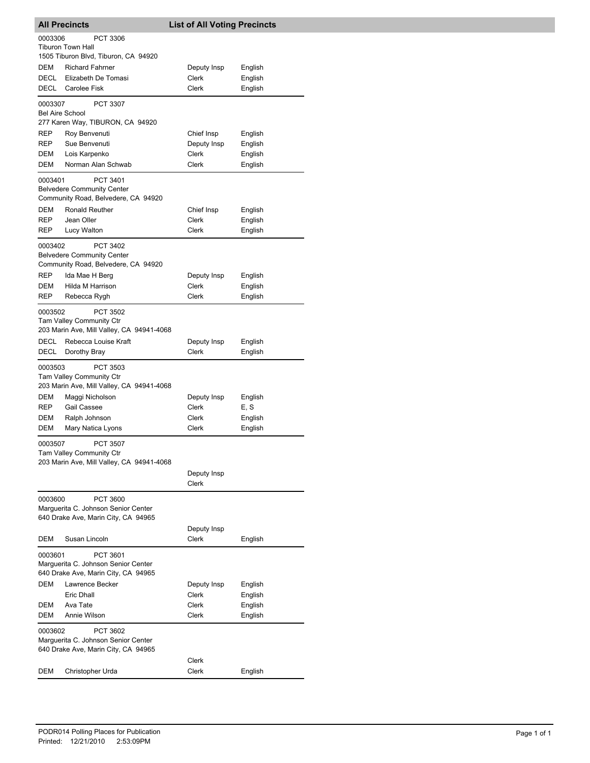## All Precincts — List of All Voting Precincts

**0003306** PCT 3306
Tiburon Town Hall
1505 Tiburon Blvd, Tiburon, CA 94920

| Party | Name | Position | Language |
|---|---|---|---|
| DEM | Richard Fahrner | Deputy Insp | English |
| DECL | Elizabeth De Tomasi | Clerk | English |
| DECL | Carolee Fisk | Clerk | English |

**0003307** PCT 3307
Bel Aire School
277 Karen Way, TIBURON, CA 94920

| Party | Name | Position | Language |
|---|---|---|---|
| REP | Roy Benvenuti | Chief Insp | English |
| REP | Sue Benvenuti | Deputy Insp | English |
| DEM | Lois Karpenko | Clerk | English |
| DEM | Norman Alan Schwab | Clerk | English |

**0003401** PCT 3401
Belvedere Community Center
Community Road, Belvedere, CA 94920

| Party | Name | Position | Language |
|---|---|---|---|
| DEM | Ronald Reuther | Chief Insp | English |
| REP | Jean Oller | Clerk | English |
| REP | Lucy Walton | Clerk | English |

**0003402** PCT 3402
Belvedere Community Center
Community Road, Belvedere, CA 94920

| Party | Name | Position | Language |
|---|---|---|---|
| REP | Ida Mae H Berg | Deputy Insp | English |
| DEM | Hilda M Harrison | Clerk | English |
| REP | Rebecca Rygh | Clerk | English |

**0003502** PCT 3502
Tam Valley Community Ctr
203 Marin Ave, Mill Valley, CA 94941-4068

| Party | Name | Position | Language |
|---|---|---|---|
| DECL | Rebecca Louise Kraft | Deputy Insp | English |
| DECL | Dorothy Bray | Clerk | English |

**0003503** PCT 3503
Tam Valley Community Ctr
203 Marin Ave, Mill Valley, CA 94941-4068

| Party | Name | Position | Language |
|---|---|---|---|
| DEM | Maggi Nicholson | Deputy Insp | English |
| REP | Gail Cassee | Clerk | E, S |
| DEM | Ralph Johnson | Clerk | English |
| DEM | Mary Natica Lyons | Clerk | English |

**0003507** PCT 3507
Tam Valley Community Ctr
203 Marin Ave, Mill Valley, CA 94941-4068

| Party | Name | Position | Language |
|---|---|---|---|
| | | Deputy Insp | |
| | | Clerk | |

**0003600** PCT 3600
Marguerita C. Johnson Senior Center
640 Drake Ave, Marin City, CA 94965

| Party | Name | Position | Language |
|---|---|---|---|
| | | Deputy Insp | |
| DEM | Susan Lincoln | Clerk | English |

**0003601** PCT 3601
Marguerita C. Johnson Senior Center
640 Drake Ave, Marin City, CA 94965

| Party | Name | Position | Language |
|---|---|---|---|
| DEM | Lawrence Becker | Deputy Insp | English |
| | Eric Dhall | Clerk | English |
| DEM | Ava Tate | Clerk | English |
| DEM | Annie Wilson | Clerk | English |

**0003602** PCT 3602
Marguerita C. Johnson Senior Center
640 Drake Ave, Marin City, CA 94965

| Party | Name | Position | Language |
|---|---|---|---|
| | | Clerk | |
| DEM | Christopher Urda | Clerk | English |

PODR014 Polling Places for Publication
Printed: 12/21/2010 2:53:09PM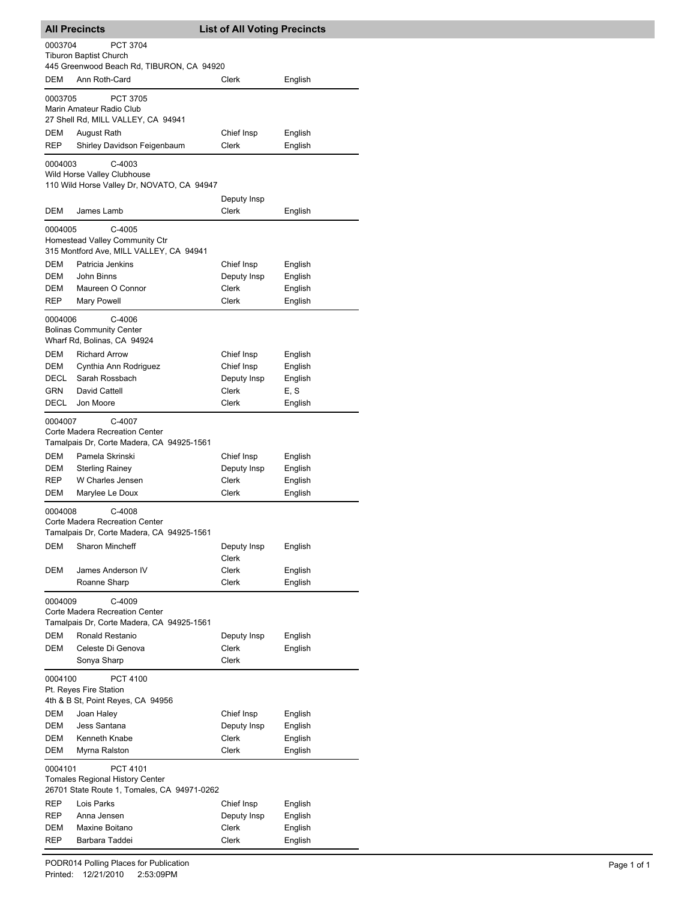## All Precincts — List of All Voting Precincts

**0003704** PCT 3704
Tiburon Baptist Church
445 Greenwood Beach Rd, TIBURON, CA 94920

| Party | Name | Position | Language |
|---|---|---|---|
| DEM | Ann Roth-Card | Clerk | English |

**0003705** PCT 3705
Marin Amateur Radio Club
27 Shell Rd, MILL VALLEY, CA 94941

| Party | Name | Position | Language |
|---|---|---|---|
| DEM | August Rath | Chief Insp | English |
| REP | Shirley Davidson Feigenbaum | Clerk | English |

**0004003** C-4003
Wild Horse Valley Clubhouse
110 Wild Horse Valley Dr, NOVATO, CA 94947

| Party | Name | Position | Language |
|---|---|---|---|
| | | Deputy Insp | |
| DEM | James Lamb | Clerk | English |

**0004005** C-4005
Homestead Valley Community Ctr
315 Montford Ave, MILL VALLEY, CA 94941

| Party | Name | Position | Language |
|---|---|---|---|
| DEM | Patricia Jenkins | Chief Insp | English |
| DEM | John Binns | Deputy Insp | English |
| DEM | Maureen O Connor | Clerk | English |
| REP | Mary Powell | Clerk | English |

**0004006** C-4006
Bolinas Community Center
Wharf Rd, Bolinas, CA 94924

| Party | Name | Position | Language |
|---|---|---|---|
| DEM | Richard Arrow | Chief Insp | English |
| DEM | Cynthia Ann Rodriguez | Chief Insp | English |
| DECL | Sarah Rossbach | Deputy Insp | English |
| GRN | David Cattell | Clerk | E, S |
| DECL | Jon Moore | Clerk | English |

**0004007** C-4007
Corte Madera Recreation Center
Tamalpais Dr, Corte Madera, CA 94925-1561

| Party | Name | Position | Language |
|---|---|---|---|
| DEM | Pamela Skrinski | Chief Insp | English |
| DEM | Sterling Rainey | Deputy Insp | English |
| REP | W Charles Jensen | Clerk | English |
| DEM | Marylee Le Doux | Clerk | English |

**0004008** C-4008
Corte Madera Recreation Center
Tamalpais Dr, Corte Madera, CA 94925-1561

| Party | Name | Position | Language |
|---|---|---|---|
| DEM | Sharon Mincheff | Deputy Insp | English |
| | | Clerk | |
| DEM | James Anderson IV | Clerk | English |
| | Roanne Sharp | Clerk | English |

**0004009** C-4009
Corte Madera Recreation Center
Tamalpais Dr, Corte Madera, CA 94925-1561

| Party | Name | Position | Language |
|---|---|---|---|
| DEM | Ronald Restanio | Deputy Insp | English |
| DEM | Celeste Di Genova | Clerk | English |
| | Sonya Sharp | Clerk | |

**0004100** PCT 4100
Pt. Reyes Fire Station
4th & B St, Point Reyes, CA 94956

| Party | Name | Position | Language |
|---|---|---|---|
| DEM | Joan Haley | Chief Insp | English |
| DEM | Jess Santana | Deputy Insp | English |
| DEM | Kenneth Knabe | Clerk | English |
| DEM | Myrna Ralston | Clerk | English |

**0004101** PCT 4101
Tomales Regional History Center
26701 State Route 1, Tomales, CA 94971-0262

| Party | Name | Position | Language |
|---|---|---|---|
| REP | Lois Parks | Chief Insp | English |
| REP | Anna Jensen | Deputy Insp | English |
| DEM | Maxine Boitano | Clerk | English |
| REP | Barbara Taddei | Clerk | English |

PODR014 Polling Places for Publication
Printed: 12/21/2010 2:53:09PM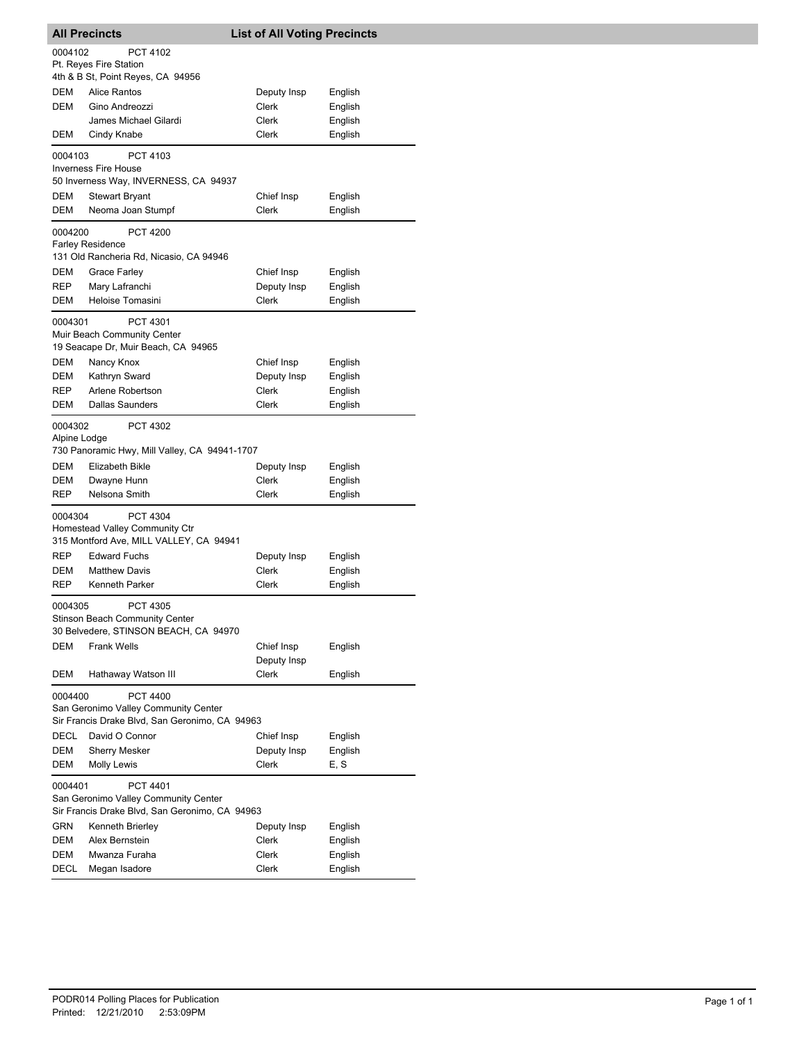## All Precincts — List of All Voting Precincts

**0004102** PCT 4102
Pt. Reyes Fire Station
4th & B St, Point Reyes, CA 94956

| Party | Name | Position | Language |
|---|---|---|---|
| DEM | Alice Rantos | Deputy Insp | English |
| DEM | Gino Andreozzi | Clerk | English |
| | James Michael Gilardi | Clerk | English |
| DEM | Cindy Knabe | Clerk | English |

**0004103** PCT 4103
Inverness Fire House
50 Inverness Way, INVERNESS, CA 94937

| Party | Name | Position | Language |
|---|---|---|---|
| DEM | Stewart Bryant | Chief Insp | English |
| DEM | Neoma Joan Stumpf | Clerk | English |

**0004200** PCT 4200
Farley Residence
131 Old Rancheria Rd, Nicasio, CA 94946

| Party | Name | Position | Language |
|---|---|---|---|
| DEM | Grace Farley | Chief Insp | English |
| REP | Mary Lafranchi | Deputy Insp | English |
| DEM | Heloise Tomasini | Clerk | English |

**0004301** PCT 4301
Muir Beach Community Center
19 Seacape Dr, Muir Beach, CA 94965

| Party | Name | Position | Language |
|---|---|---|---|
| DEM | Nancy Knox | Chief Insp | English |
| DEM | Kathryn Sward | Deputy Insp | English |
| REP | Arlene Robertson | Clerk | English |
| DEM | Dallas Saunders | Clerk | English |

**0004302** PCT 4302
Alpine Lodge
730 Panoramic Hwy, Mill Valley, CA 94941-1707

| Party | Name | Position | Language |
|---|---|---|---|
| DEM | Elizabeth Bikle | Deputy Insp | English |
| DEM | Dwayne Hunn | Clerk | English |
| REP | Nelsona Smith | Clerk | English |

**0004304** PCT 4304
Homestead Valley Community Ctr
315 Montford Ave, MILL VALLEY, CA 94941

| Party | Name | Position | Language |
|---|---|---|---|
| REP | Edward Fuchs | Deputy Insp | English |
| DEM | Matthew Davis | Clerk | English |
| REP | Kenneth Parker | Clerk | English |

**0004305** PCT 4305
Stinson Beach Community Center
30 Belvedere, STINSON BEACH, CA 94970

| Party | Name | Position | Language |
|---|---|---|---|
| DEM | Frank Wells | Chief Insp | English |
| | | Deputy Insp | |
| DEM | Hathaway Watson III | Clerk | English |

**0004400** PCT 4400
San Geronimo Valley Community Center
Sir Francis Drake Blvd, San Geronimo, CA 94963

| Party | Name | Position | Language |
|---|---|---|---|
| DECL | David O Connor | Chief Insp | English |
| DEM | Sherry Mesker | Deputy Insp | English |
| DEM | Molly Lewis | Clerk | E, S |

**0004401** PCT 4401
San Geronimo Valley Community Center
Sir Francis Drake Blvd, San Geronimo, CA 94963

| Party | Name | Position | Language |
|---|---|---|---|
| GRN | Kenneth Brierley | Deputy Insp | English |
| DEM | Alex Bernstein | Clerk | English |
| DEM | Mwanza Furaha | Clerk | English |
| DECL | Megan Isadore | Clerk | English |

PODR014 Polling Places for Publication
Printed: 12/21/2010 2:53:09PM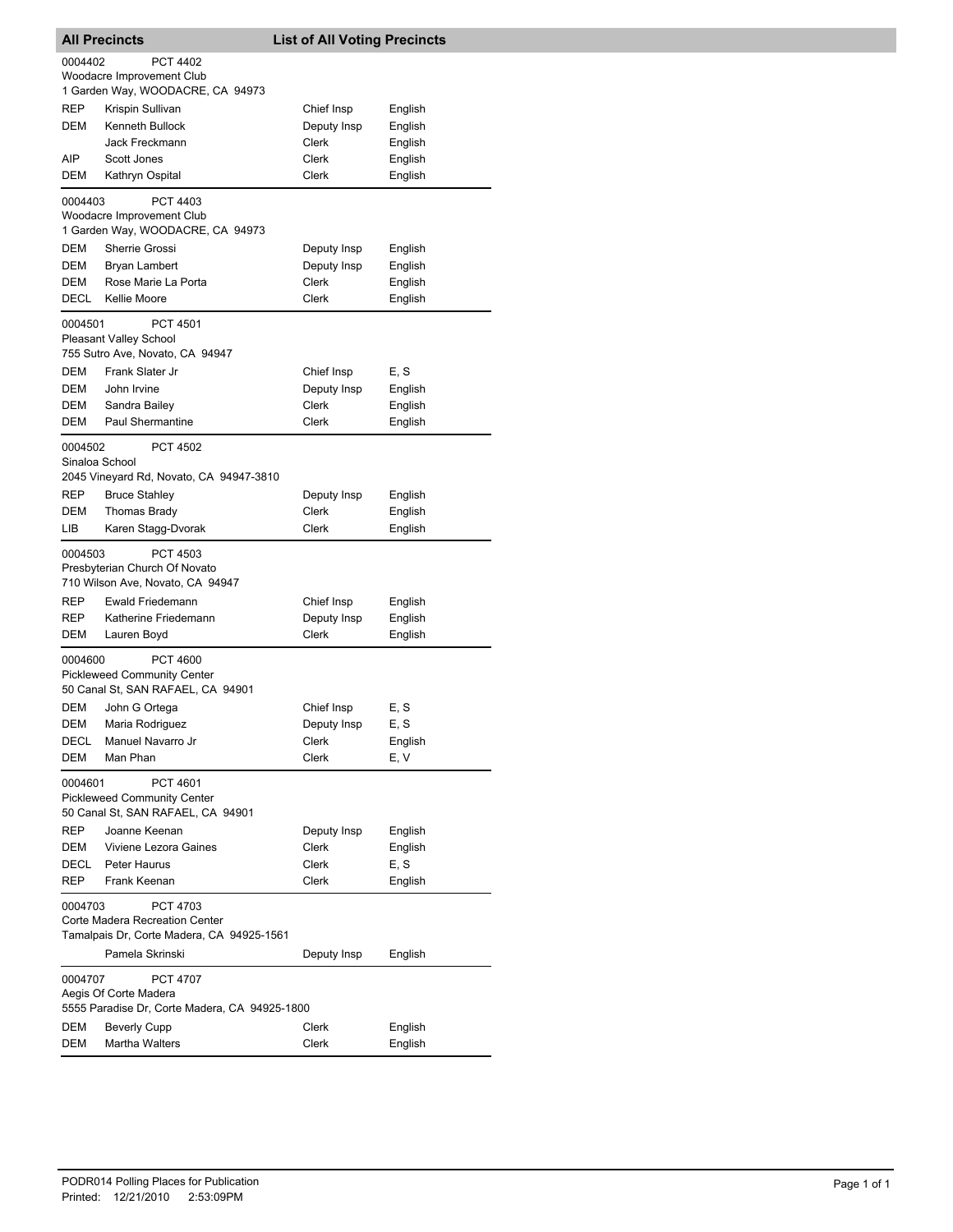## All Precincts — List of All Voting Precincts

0004402 PCT 4402
Woodacre Improvement Club
1 Garden Way, WOODACRE, CA 94973

| Party | Name | Position | Language |
|---|---|---|---|
| REP | Krispin Sullivan | Chief Insp | English |
| DEM | Kenneth Bullock | Deputy Insp | English |
| | Jack Freckmann | Clerk | English |
| AIP | Scott Jones | Clerk | English |
| DEM | Kathryn Ospital | Clerk | English |

0004403 PCT 4403
Woodacre Improvement Club
1 Garden Way, WOODACRE, CA 94973

| Party | Name | Position | Language |
|---|---|---|---|
| DEM | Sherrie Grossi | Deputy Insp | English |
| DEM | Bryan Lambert | Deputy Insp | English |
| DEM | Rose Marie La Porta | Clerk | English |
| DECL | Kellie Moore | Clerk | English |

0004501 PCT 4501
Pleasant Valley School
755 Sutro Ave, Novato, CA 94947

| Party | Name | Position | Language |
|---|---|---|---|
| DEM | Frank Slater Jr | Chief Insp | E, S |
| DEM | John Irvine | Deputy Insp | English |
| DEM | Sandra Bailey | Clerk | English |
| DEM | Paul Shermantine | Clerk | English |

0004502 PCT 4502
Sinaloa School
2045 Vineyard Rd, Novato, CA 94947-3810

| Party | Name | Position | Language |
|---|---|---|---|
| REP | Bruce Stahley | Deputy Insp | English |
| DEM | Thomas Brady | Clerk | English |
| LIB | Karen Stagg-Dvorak | Clerk | English |

0004503 PCT 4503
Presbyterian Church Of Novato
710 Wilson Ave, Novato, CA 94947

| Party | Name | Position | Language |
|---|---|---|---|
| REP | Ewald Friedemann | Chief Insp | English |
| REP | Katherine Friedemann | Deputy Insp | English |
| DEM | Lauren Boyd | Clerk | English |

0004600 PCT 4600
Pickleweed Community Center
50 Canal St, SAN RAFAEL, CA 94901

| Party | Name | Position | Language |
|---|---|---|---|
| DEM | John G Ortega | Chief Insp | E, S |
| DEM | Maria Rodriguez | Deputy Insp | E, S |
| DECL | Manuel Navarro Jr | Clerk | English |
| DEM | Man Phan | Clerk | E, V |

0004601 PCT 4601
Pickleweed Community Center
50 Canal St, SAN RAFAEL, CA 94901

| Party | Name | Position | Language |
|---|---|---|---|
| REP | Joanne Keenan | Deputy Insp | English |
| DEM | Viviene Lezora Gaines | Clerk | English |
| DECL | Peter Haurus | Clerk | E, S |
| REP | Frank Keenan | Clerk | English |

0004703 PCT 4703
Corte Madera Recreation Center
Tamalpais Dr, Corte Madera, CA 94925-1561

| Party | Name | Position | Language |
|---|---|---|---|
| | Pamela Skrinski | Deputy Insp | English |

0004707 PCT 4707
Aegis Of Corte Madera
5555 Paradise Dr, Corte Madera, CA 94925-1800

| Party | Name | Position | Language |
|---|---|---|---|
| DEM | Beverly Cupp | Clerk | English |
| DEM | Martha Walters | Clerk | English |

PODR014 Polling Places for Publication
Printed: 12/21/2010 2:53:09PM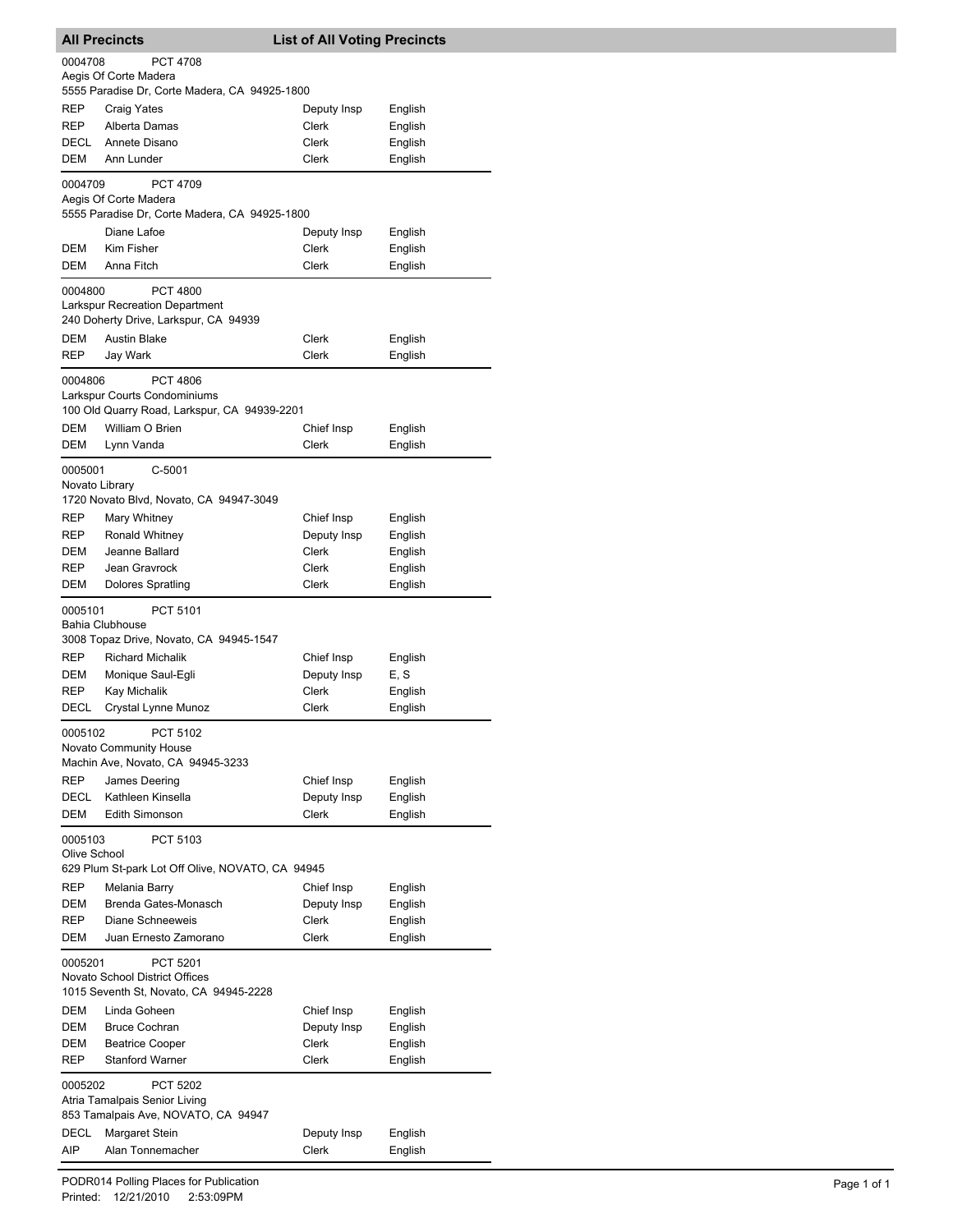## All Precincts — List of All Voting Precincts

**0004708** PCT 4708
Aegis Of Corte Madera
5555 Paradise Dr, Corte Madera, CA 94925-1800

| | | | |
|---|---|---|---|
| REP | Craig Yates | Deputy Insp | English |
| REP | Alberta Damas | Clerk | English |
| DECL | Annete Disano | Clerk | English |
| DEM | Ann Lunder | Clerk | English |

**0004709** PCT 4709
Aegis Of Corte Madera
5555 Paradise Dr, Corte Madera, CA 94925-1800

| | | | |
|---|---|---|---|
| | Diane Lafoe | Deputy Insp | English |
| DEM | Kim Fisher | Clerk | English |
| DEM | Anna Fitch | Clerk | English |

**0004800** PCT 4800
Larkspur Recreation Department
240 Doherty Drive, Larkspur, CA 94939

| | | | |
|---|---|---|---|
| DEM | Austin Blake | Clerk | English |
| REP | Jay Wark | Clerk | English |

**0004806** PCT 4806
Larkspur Courts Condominiums
100 Old Quarry Road, Larkspur, CA 94939-2201

| | | | |
|---|---|---|---|
| DEM | William O Brien | Chief Insp | English |
| DEM | Lynn Vanda | Clerk | English |

**0005001** C-5001
Novato Library
1720 Novato Blvd, Novato, CA 94947-3049

| | | | |
|---|---|---|---|
| REP | Mary Whitney | Chief Insp | English |
| REP | Ronald Whitney | Deputy Insp | English |
| DEM | Jeanne Ballard | Clerk | English |
| REP | Jean Gravrock | Clerk | English |
| DEM | Dolores Spratling | Clerk | English |

**0005101** PCT 5101
Bahia Clubhouse
3008 Topaz Drive, Novato, CA 94945-1547

| | | | |
|---|---|---|---|
| REP | Richard Michalik | Chief Insp | English |
| DEM | Monique Saul-Egli | Deputy Insp | E, S |
| REP | Kay Michalik | Clerk | English |
| DECL | Crystal Lynne Munoz | Clerk | English |

**0005102** PCT 5102
Novato Community House
Machin Ave, Novato, CA 94945-3233

| | | | |
|---|---|---|---|
| REP | James Deering | Chief Insp | English |
| DECL | Kathleen Kinsella | Deputy Insp | English |
| DEM | Edith Simonson | Clerk | English |

**0005103** PCT 5103
Olive School
629 Plum St-park Lot Off Olive, NOVATO, CA 94945

| | | | |
|---|---|---|---|
| REP | Melania Barry | Chief Insp | English |
| DEM | Brenda Gates-Monasch | Deputy Insp | English |
| REP | Diane Schneeweis | Clerk | English |
| DEM | Juan Ernesto Zamorano | Clerk | English |

**0005201** PCT 5201
Novato School District Offices
1015 Seventh St, Novato, CA 94945-2228

| | | | |
|---|---|---|---|
| DEM | Linda Goheen | Chief Insp | English |
| DEM | Bruce Cochran | Deputy Insp | English |
| DEM | Beatrice Cooper | Clerk | English |
| REP | Stanford Warner | Clerk | English |

**0005202** PCT 5202
Atria Tamalpais Senior Living
853 Tamalpais Ave, NOVATO, CA 94947

| | | | |
|---|---|---|---|
| DECL | Margaret Stein | Deputy Insp | English |
| AIP | Alan Tonnemacher | Clerk | English |

PODR014 Polling Places for Publication
Printed: 12/21/2010 2:53:09PM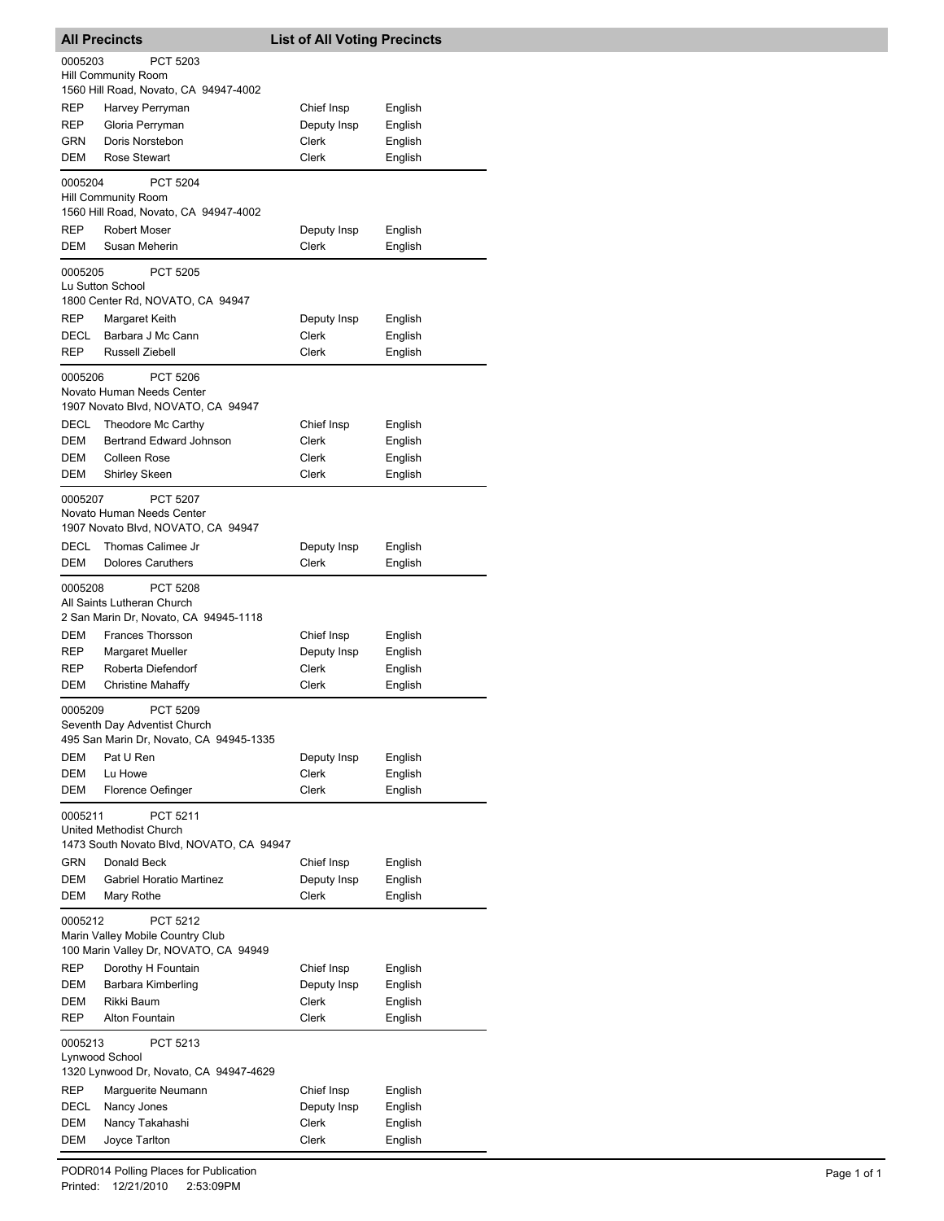## All Precincts — List of All Voting Precincts

0005203 PCT 5203
Hill Community Room
1560 Hill Road, Novato, CA 94947-4002

| | | | |
|---|---|---|---|
| REP | Harvey Perryman | Chief Insp | English |
| REP | Gloria Perryman | Deputy Insp | English |
| GRN | Doris Norstebon | Clerk | English |
| DEM | Rose Stewart | Clerk | English |

0005204 PCT 5204
Hill Community Room
1560 Hill Road, Novato, CA 94947-4002

| | | | |
|---|---|---|---|
| REP | Robert Moser | Deputy Insp | English |
| DEM | Susan Meherin | Clerk | English |

0005205 PCT 5205
Lu Sutton School
1800 Center Rd, NOVATO, CA 94947

| | | | |
|---|---|---|---|
| REP | Margaret Keith | Deputy Insp | English |
| DECL | Barbara J Mc Cann | Clerk | English |
| REP | Russell Ziebell | Clerk | English |

0005206 PCT 5206
Novato Human Needs Center
1907 Novato Blvd, NOVATO, CA 94947

| | | | |
|---|---|---|---|
| DECL | Theodore Mc Carthy | Chief Insp | English |
| DEM | Bertrand Edward Johnson | Clerk | English |
| DEM | Colleen Rose | Clerk | English |
| DEM | Shirley Skeen | Clerk | English |

0005207 PCT 5207
Novato Human Needs Center
1907 Novato Blvd, NOVATO, CA 94947

| | | | |
|---|---|---|---|
| DECL | Thomas Calimee Jr | Deputy Insp | English |
| DEM | Dolores Caruthers | Clerk | English |

0005208 PCT 5208
All Saints Lutheran Church
2 San Marin Dr, Novato, CA 94945-1118

| | | | |
|---|---|---|---|
| DEM | Frances Thorsson | Chief Insp | English |
| REP | Margaret Mueller | Deputy Insp | English |
| REP | Roberta Diefendorf | Clerk | English |
| DEM | Christine Mahaffy | Clerk | English |

0005209 PCT 5209
Seventh Day Adventist Church
495 San Marin Dr, Novato, CA 94945-1335

| | | | |
|---|---|---|---|
| DEM | Pat U Ren | Deputy Insp | English |
| DEM | Lu Howe | Clerk | English |
| DEM | Florence Oefinger | Clerk | English |

0005211 PCT 5211
United Methodist Church
1473 South Novato Blvd, NOVATO, CA 94947

| | | | |
|---|---|---|---|
| GRN | Donald Beck | Chief Insp | English |
| DEM | Gabriel Horatio Martinez | Deputy Insp | English |
| DEM | Mary Rothe | Clerk | English |

0005212 PCT 5212
Marin Valley Mobile Country Club
100 Marin Valley Dr, NOVATO, CA 94949

| | | | |
|---|---|---|---|
| REP | Dorothy H Fountain | Chief Insp | English |
| DEM | Barbara Kimberling | Deputy Insp | English |
| DEM | Rikki Baum | Clerk | English |
| REP | Alton Fountain | Clerk | English |

0005213 PCT 5213
Lynwood School
1320 Lynwood Dr, Novato, CA 94947-4629

| | | | |
|---|---|---|---|
| REP | Marguerite Neumann | Chief Insp | English |
| DECL | Nancy Jones | Deputy Insp | English |
| DEM | Nancy Takahashi | Clerk | English |
| DEM | Joyce Tarlton | Clerk | English |

PODR014 Polling Places for Publication
Printed: 12/21/2010 2:53:09PM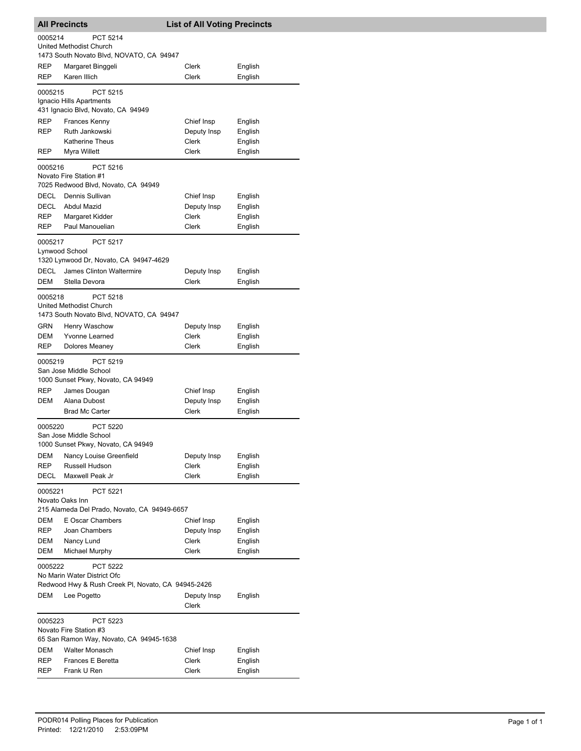## All Precincts — List of All Voting Precincts

**0005214 PCT 5214**
United Methodist Church
1473 South Novato Blvd, NOVATO, CA 94947

| Party | Name | Position | Language |
|---|---|---|---|
| REP | Margaret Binggeli | Clerk | English |
| REP | Karen Illich | Clerk | English |

**0005215 PCT 5215**
Ignacio Hills Apartments
431 Ignacio Blvd, Novato, CA 94949

| Party | Name | Position | Language |
|---|---|---|---|
| REP | Frances Kenny | Chief Insp | English |
| REP | Ruth Jankowski | Deputy Insp | English |
| | Katherine Theus | Clerk | English |
| REP | Myra Willett | Clerk | English |

**0005216 PCT 5216**
Novato Fire Station #1
7025 Redwood Blvd, Novato, CA 94949

| Party | Name | Position | Language |
|---|---|---|---|
| DECL | Dennis Sullivan | Chief Insp | English |
| DECL | Abdul Mazid | Deputy Insp | English |
| REP | Margaret Kidder | Clerk | English |
| REP | Paul Manouelian | Clerk | English |

**0005217 PCT 5217**
Lynwood School
1320 Lynwood Dr, Novato, CA 94947-4629

| Party | Name | Position | Language |
|---|---|---|---|
| DECL | James Clinton Waltermire | Deputy Insp | English |
| DEM | Stella Devora | Clerk | English |

**0005218 PCT 5218**
United Methodist Church
1473 South Novato Blvd, NOVATO, CA 94947

| Party | Name | Position | Language |
|---|---|---|---|
| GRN | Henry Waschow | Deputy Insp | English |
| DEM | Yvonne Learned | Clerk | English |
| REP | Dolores Meaney | Clerk | English |

**0005219 PCT 5219**
San Jose Middle School
1000 Sunset Pkwy, Novato, CA 94949

| Party | Name | Position | Language |
|---|---|---|---|
| REP | James Dougan | Chief Insp | English |
| DEM | Alana Dubost | Deputy Insp | English |
| | Brad Mc Carter | Clerk | English |

**0005220 PCT 5220**
San Jose Middle School
1000 Sunset Pkwy, Novato, CA 94949

| Party | Name | Position | Language |
|---|---|---|---|
| DEM | Nancy Louise Greenfield | Deputy Insp | English |
| REP | Russell Hudson | Clerk | English |
| DECL | Maxwell Peak Jr | Clerk | English |

**0005221 PCT 5221**
Novato Oaks Inn
215 Alameda Del Prado, Novato, CA 94949-6657

| Party | Name | Position | Language |
|---|---|---|---|
| DEM | E Oscar Chambers | Chief Insp | English |
| REP | Joan Chambers | Deputy Insp | English |
| DEM | Nancy Lund | Clerk | English |
| DEM | Michael Murphy | Clerk | English |

**0005222 PCT 5222**
No Marin Water District Ofc
Redwood Hwy & Rush Creek Pl, Novato, CA 94945-2426

| Party | Name | Position | Language |
|---|---|---|---|
| DEM | Lee Pogetto | Deputy Insp | English |
| | | Clerk | |

**0005223 PCT 5223**
Novato Fire Station #3
65 San Ramon Way, Novato, CA 94945-1638

| Party | Name | Position | Language |
|---|---|---|---|
| DEM | Walter Monasch | Chief Insp | English |
| REP | Frances E Beretta | Clerk | English |
| REP | Frank U Ren | Clerk | English |

PODR014 Polling Places for Publication
Printed: 12/21/2010 2:53:09PM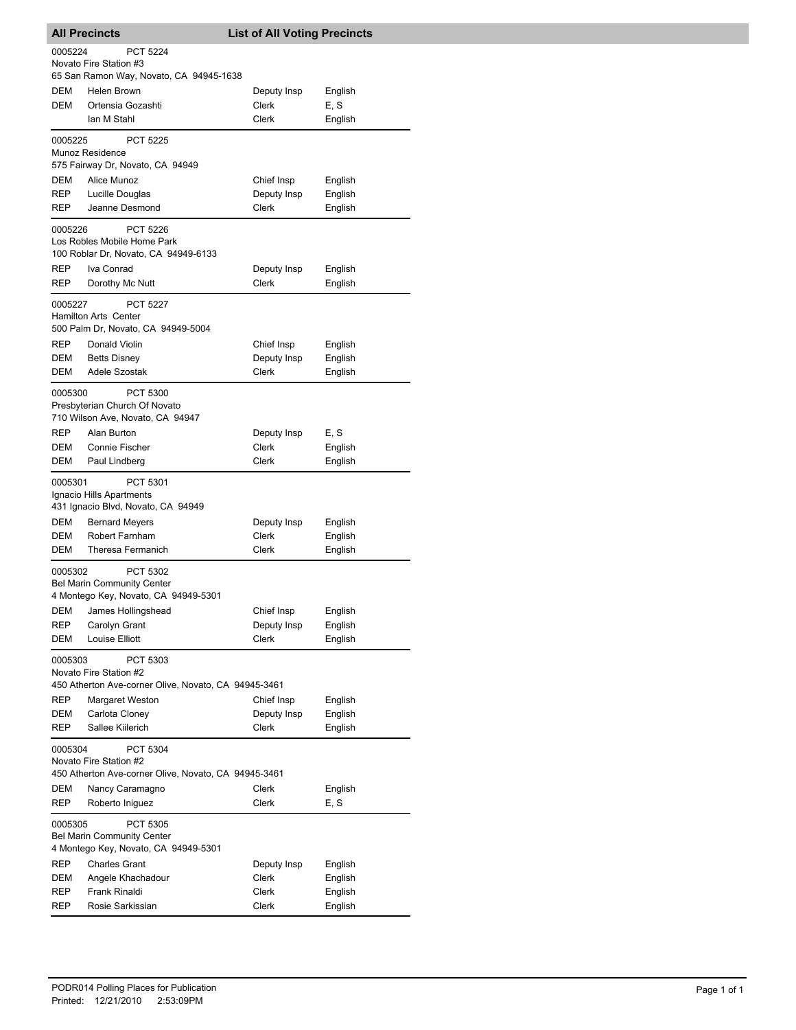## All Precincts — List of All Voting Precincts

**0005224 — PCT 5224**
Novato Fire Station #3
65 San Ramon Way, Novato, CA 94945-1638

| Party | Name | Position | Language |
|---|---|---|---|
| DEM | Helen Brown | Deputy Insp | English |
| DEM | Ortensia Gozashti | Clerk | E, S |
| | Ian M Stahl | Clerk | English |

**0005225 — PCT 5225**
Munoz Residence
575 Fairway Dr, Novato, CA 94949

| Party | Name | Position | Language |
|---|---|---|---|
| DEM | Alice Munoz | Chief Insp | English |
| REP | Lucille Douglas | Deputy Insp | English |
| REP | Jeanne Desmond | Clerk | English |

**0005226 — PCT 5226**
Los Robles Mobile Home Park
100 Roblar Dr, Novato, CA 94949-6133

| Party | Name | Position | Language |
|---|---|---|---|
| REP | Iva Conrad | Deputy Insp | English |
| REP | Dorothy Mc Nutt | Clerk | English |

**0005227 — PCT 5227**
Hamilton Arts Center
500 Palm Dr, Novato, CA 94949-5004

| Party | Name | Position | Language |
|---|---|---|---|
| REP | Donald Violin | Chief Insp | English |
| DEM | Betts Disney | Deputy Insp | English |
| DEM | Adele Szostak | Clerk | English |

**0005300 — PCT 5300**
Presbyterian Church Of Novato
710 Wilson Ave, Novato, CA 94947

| Party | Name | Position | Language |
|---|---|---|---|
| REP | Alan Burton | Deputy Insp | E, S |
| DEM | Connie Fischer | Clerk | English |
| DEM | Paul Lindberg | Clerk | English |

**0005301 — PCT 5301**
Ignacio Hills Apartments
431 Ignacio Blvd, Novato, CA 94949

| Party | Name | Position | Language |
|---|---|---|---|
| DEM | Bernard Meyers | Deputy Insp | English |
| DEM | Robert Farnham | Clerk | English |
| DEM | Theresa Fermanich | Clerk | English |

**0005302 — PCT 5302**
Bel Marin Community Center
4 Montego Key, Novato, CA 94949-5301

| Party | Name | Position | Language |
|---|---|---|---|
| DEM | James Hollingshead | Chief Insp | English |
| REP | Carolyn Grant | Deputy Insp | English |
| DEM | Louise Elliott | Clerk | English |

**0005303 — PCT 5303**
Novato Fire Station #2
450 Atherton Ave-corner Olive, Novato, CA 94945-3461

| Party | Name | Position | Language |
|---|---|---|---|
| REP | Margaret Weston | Chief Insp | English |
| DEM | Carlota Cloney | Deputy Insp | English |
| REP | Sallee Kiilerich | Clerk | English |

**0005304 — PCT 5304**
Novato Fire Station #2
450 Atherton Ave-corner Olive, Novato, CA 94945-3461

| Party | Name | Position | Language |
|---|---|---|---|
| DEM | Nancy Caramagno | Clerk | English |
| REP | Roberto Iniguez | Clerk | E, S |

**0005305 — PCT 5305**
Bel Marin Community Center
4 Montego Key, Novato, CA 94949-5301

| Party | Name | Position | Language |
|---|---|---|---|
| REP | Charles Grant | Deputy Insp | English |
| DEM | Angele Khachadour | Clerk | English |
| REP | Frank Rinaldi | Clerk | English |
| REP | Rosie Sarkissian | Clerk | English |

PODR014 Polling Places for Publication
Printed: 12/21/2010 2:53:09PM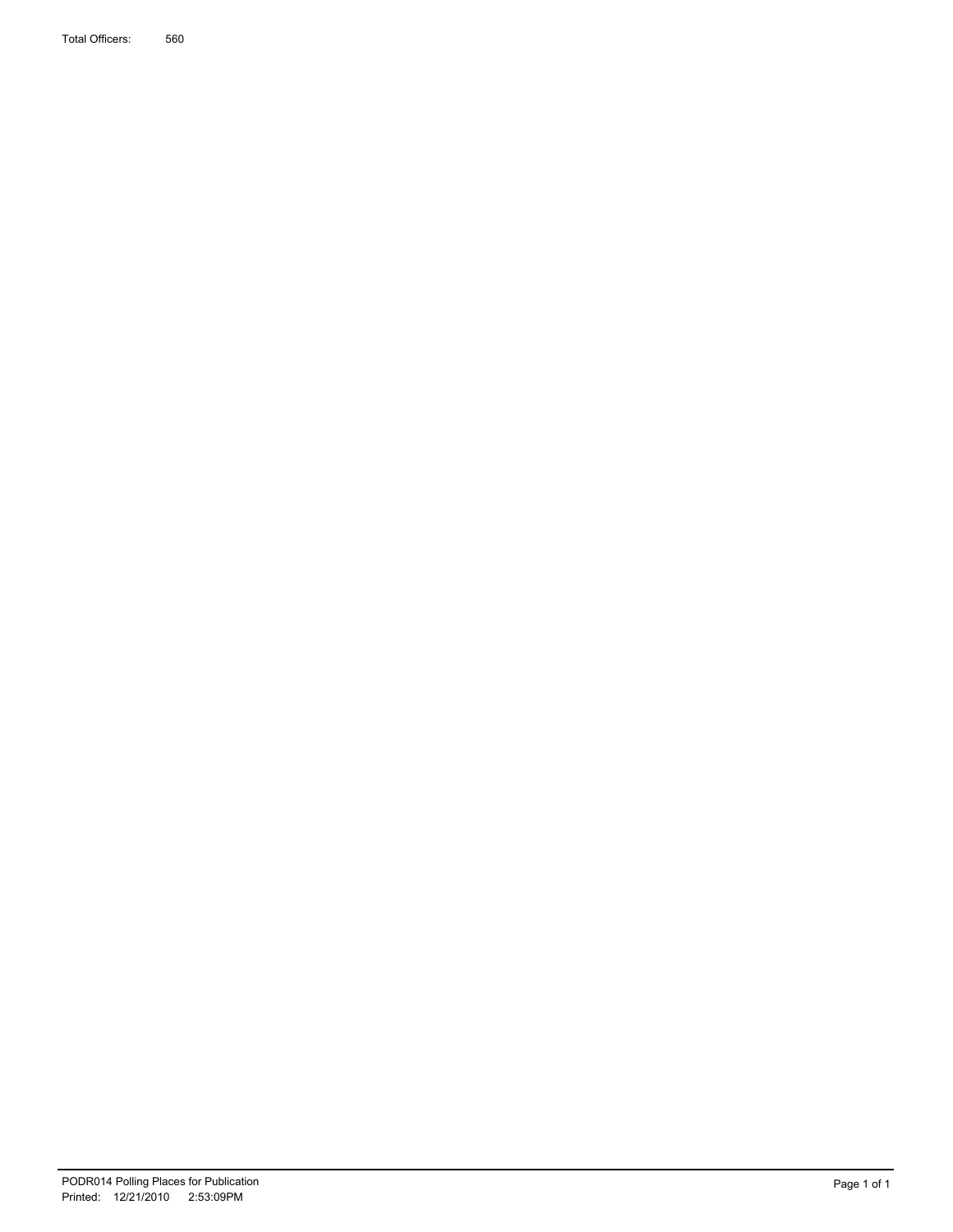Total Officers: 560